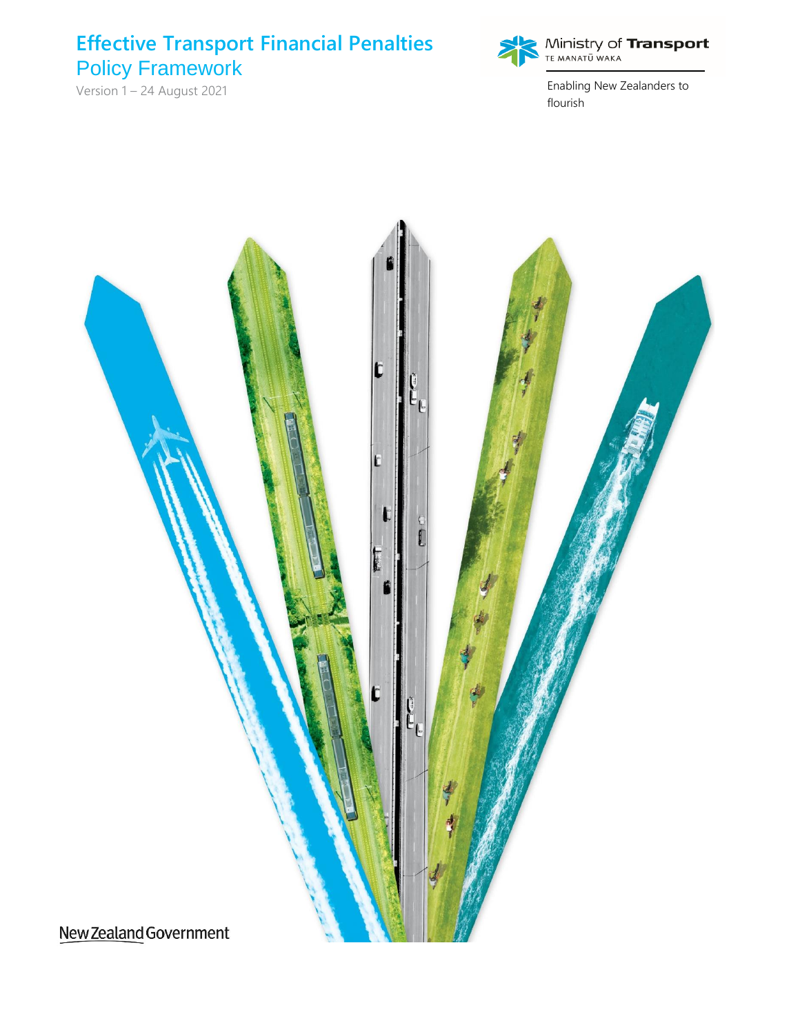# Effective Transport Financial Penalties Policy Framework

Version 1 – 24 August 2021

Ministry of **Transport**
TE MANATŪ WAKA

Enabling New Zealanders to flourish

New Zealand Government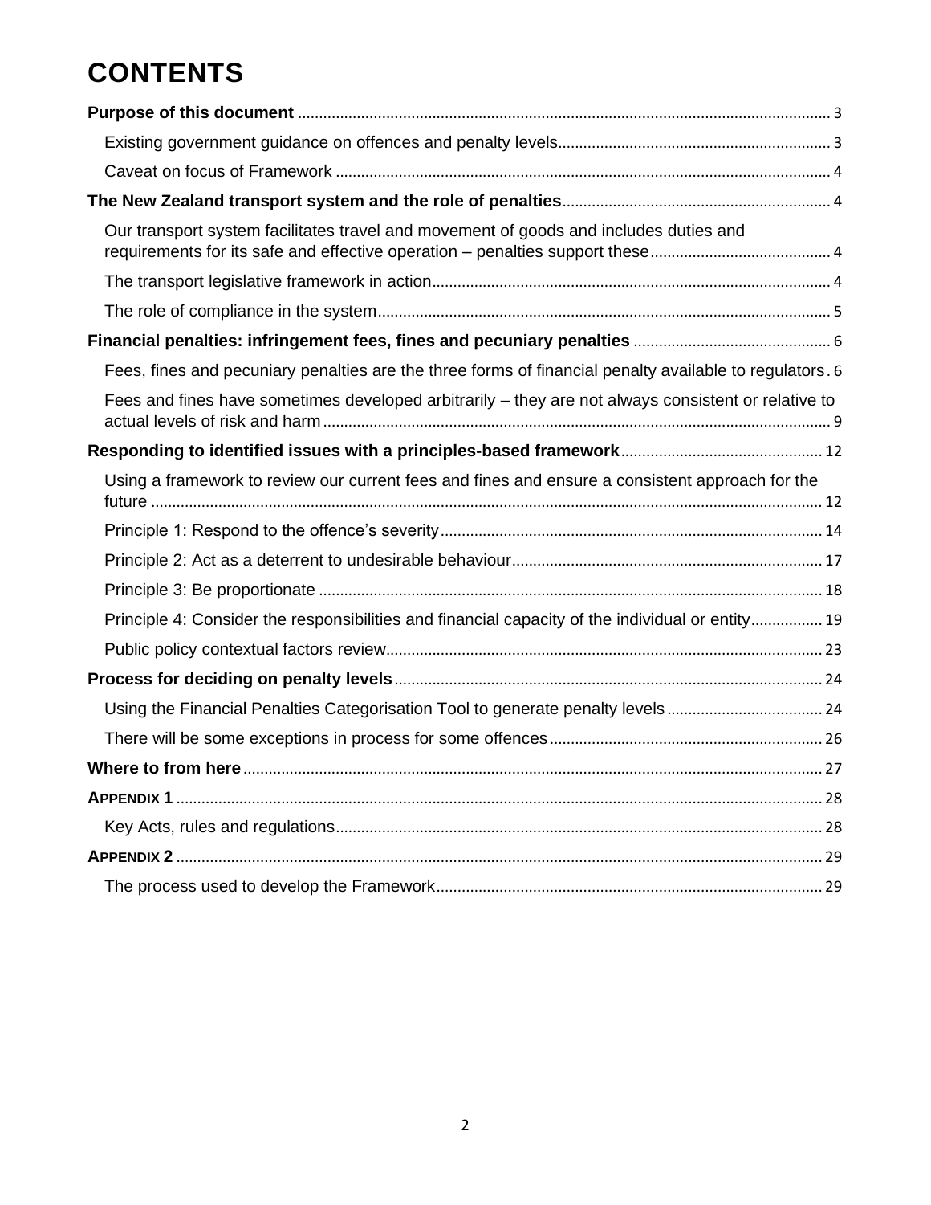# CONTENTS

**Purpose of this document** ........ 3

- Existing government guidance on offences and penalty levels ........ 3
- Caveat on focus of Framework ........ 4

**The New Zealand transport system and the role of penalties** ........ 4

- Our transport system facilitates travel and movement of goods and includes duties and requirements for its safe and effective operation – penalties support these ........ 4
- The transport legislative framework in action ........ 4
- The role of compliance in the system ........ 5

**Financial penalties: infringement fees, fines and pecuniary penalties** ........ 6

- Fees, fines and pecuniary penalties are the three forms of financial penalty available to regulators ........ 6
- Fees and fines have sometimes developed arbitrarily – they are not always consistent or relative to actual levels of risk and harm ........ 9

**Responding to identified issues with a principles-based framework** ........ 12

- Using a framework to review our current fees and fines and ensure a consistent approach for the future ........ 12
- Principle 1: Respond to the offence's severity ........ 14
- Principle 2: Act as a deterrent to undesirable behaviour ........ 17
- Principle 3: Be proportionate ........ 18
- Principle 4: Consider the responsibilities and financial capacity of the individual or entity ........ 19
- Public policy contextual factors review ........ 23

**Process for deciding on penalty levels** ........ 24

- Using the Financial Penalties Categorisation Tool to generate penalty levels ........ 24
- There will be some exceptions in process for some offences ........ 26

**Where to from here** ........ 27

**APPENDIX 1** ........ 28

- Key Acts, rules and regulations ........ 28

**APPENDIX 2** ........ 29

- The process used to develop the Framework ........ 29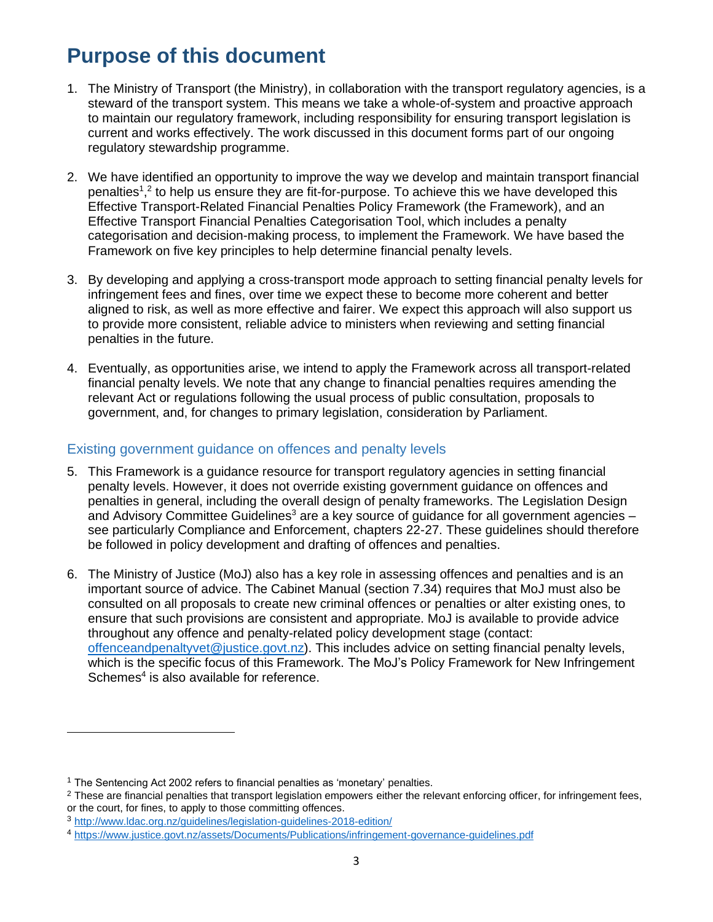# Purpose of this document

1. The Ministry of Transport (the Ministry), in collaboration with the transport regulatory agencies, is a steward of the transport system. This means we take a whole-of-system and proactive approach to maintain our regulatory framework, including responsibility for ensuring transport legislation is current and works effectively. The work discussed in this document forms part of our ongoing regulatory stewardship programme.

2. We have identified an opportunity to improve the way we develop and maintain transport financial penalties[1,2] to help us ensure they are fit-for-purpose. To achieve this we have developed this Effective Transport-Related Financial Penalties Policy Framework (the Framework), and an Effective Transport Financial Penalties Categorisation Tool, which includes a penalty categorisation and decision-making process, to implement the Framework. We have based the Framework on five key principles to help determine financial penalty levels.

3. By developing and applying a cross-transport mode approach to setting financial penalty levels for infringement fees and fines, over time we expect these to become more coherent and better aligned to risk, as well as more effective and fairer. We expect this approach will also support us to provide more consistent, reliable advice to ministers when reviewing and setting financial penalties in the future.

4. Eventually, as opportunities arise, we intend to apply the Framework across all transport-related financial penalty levels. We note that any change to financial penalties requires amending the relevant Act or regulations following the usual process of public consultation, proposals to government, and, for changes to primary legislation, consideration by Parliament.

## Existing government guidance on offences and penalty levels

5. This Framework is a guidance resource for transport regulatory agencies in setting financial penalty levels. However, it does not override existing government guidance on offences and penalties in general, including the overall design of penalty frameworks. The Legislation Design and Advisory Committee Guidelines[3] are a key source of guidance for all government agencies – see particularly Compliance and Enforcement, chapters 22-27. These guidelines should therefore be followed in policy development and drafting of offences and penalties.

6. The Ministry of Justice (MoJ) also has a key role in assessing offences and penalties and is an important source of advice. The Cabinet Manual (section 7.34) requires that MoJ must also be consulted on all proposals to create new criminal offences or penalties or alter existing ones, to ensure that such provisions are consistent and appropriate. MoJ is available to provide advice throughout any offence and penalty-related policy development stage (contact: offenceandpenaltyvet@justice.govt.nz). This includes advice on setting financial penalty levels, which is the specific focus of this Framework. The MoJ's Policy Framework for New Infringement Schemes[4] is also available for reference.

---

[1] The Sentencing Act 2002 refers to financial penalties as 'monetary' penalties.

[2] These are financial penalties that transport legislation empowers either the relevant enforcing officer, for infringement fees, or the court, for fines, to apply to those committing offences.

[3] http://www.ldac.org.nz/guidelines/legislation-guidelines-2018-edition/

[4] https://www.justice.govt.nz/assets/Documents/Publications/infringement-governance-guidelines.pdf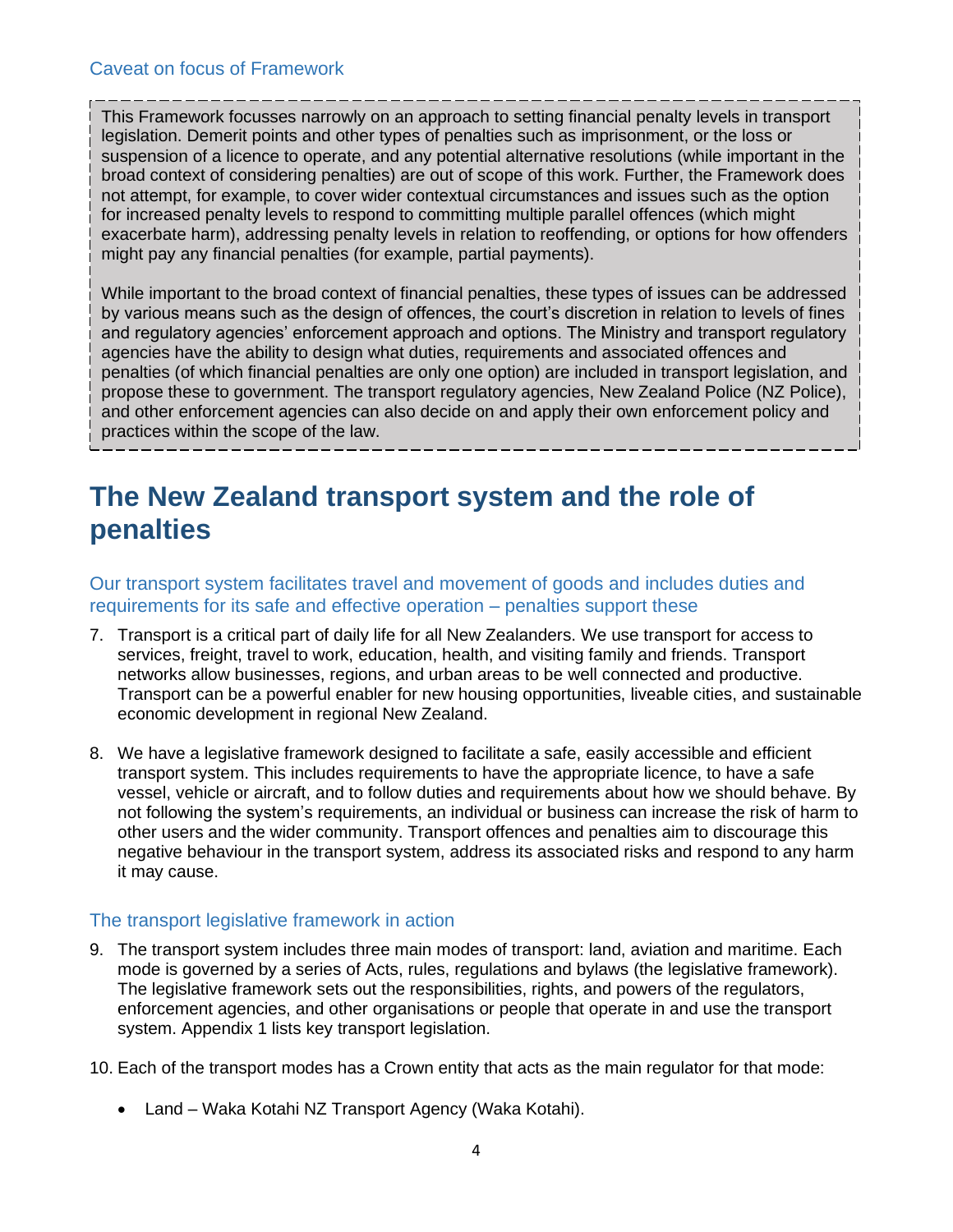### Caveat on focus of Framework

This Framework focusses narrowly on an approach to setting financial penalty levels in transport legislation. Demerit points and other types of penalties such as imprisonment, or the loss or suspension of a licence to operate, and any potential alternative resolutions (while important in the broad context of considering penalties) are out of scope of this work. Further, the Framework does not attempt, for example, to cover wider contextual circumstances and issues such as the option for increased penalty levels to respond to committing multiple parallel offences (which might exacerbate harm), addressing penalty levels in relation to reoffending, or options for how offenders might pay any financial penalties (for example, partial payments).

While important to the broad context of financial penalties, these types of issues can be addressed by various means such as the design of offences, the court's discretion in relation to levels of fines and regulatory agencies' enforcement approach and options. The Ministry and transport regulatory agencies have the ability to design what duties, requirements and associated offences and penalties (of which financial penalties are only one option) are included in transport legislation, and propose these to government. The transport regulatory agencies, New Zealand Police (NZ Police), and other enforcement agencies can also decide on and apply their own enforcement policy and practices within the scope of the law.

# The New Zealand transport system and the role of penalties

### Our transport system facilitates travel and movement of goods and includes duties and requirements for its safe and effective operation – penalties support these

7. Transport is a critical part of daily life for all New Zealanders. We use transport for access to services, freight, travel to work, education, health, and visiting family and friends. Transport networks allow businesses, regions, and urban areas to be well connected and productive. Transport can be a powerful enabler for new housing opportunities, liveable cities, and sustainable economic development in regional New Zealand.

8. We have a legislative framework designed to facilitate a safe, easily accessible and efficient transport system. This includes requirements to have the appropriate licence, to have a safe vessel, vehicle or aircraft, and to follow duties and requirements about how we should behave. By not following the system's requirements, an individual or business can increase the risk of harm to other users and the wider community. Transport offences and penalties aim to discourage this negative behaviour in the transport system, address its associated risks and respond to any harm it may cause.

### The transport legislative framework in action

9. The transport system includes three main modes of transport: land, aviation and maritime. Each mode is governed by a series of Acts, rules, regulations and bylaws (the legislative framework). The legislative framework sets out the responsibilities, rights, and powers of the regulators, enforcement agencies, and other organisations or people that operate in and use the transport system. Appendix 1 lists key transport legislation.

10. Each of the transport modes has a Crown entity that acts as the main regulator for that mode:

    - Land – Waka Kotahi NZ Transport Agency (Waka Kotahi).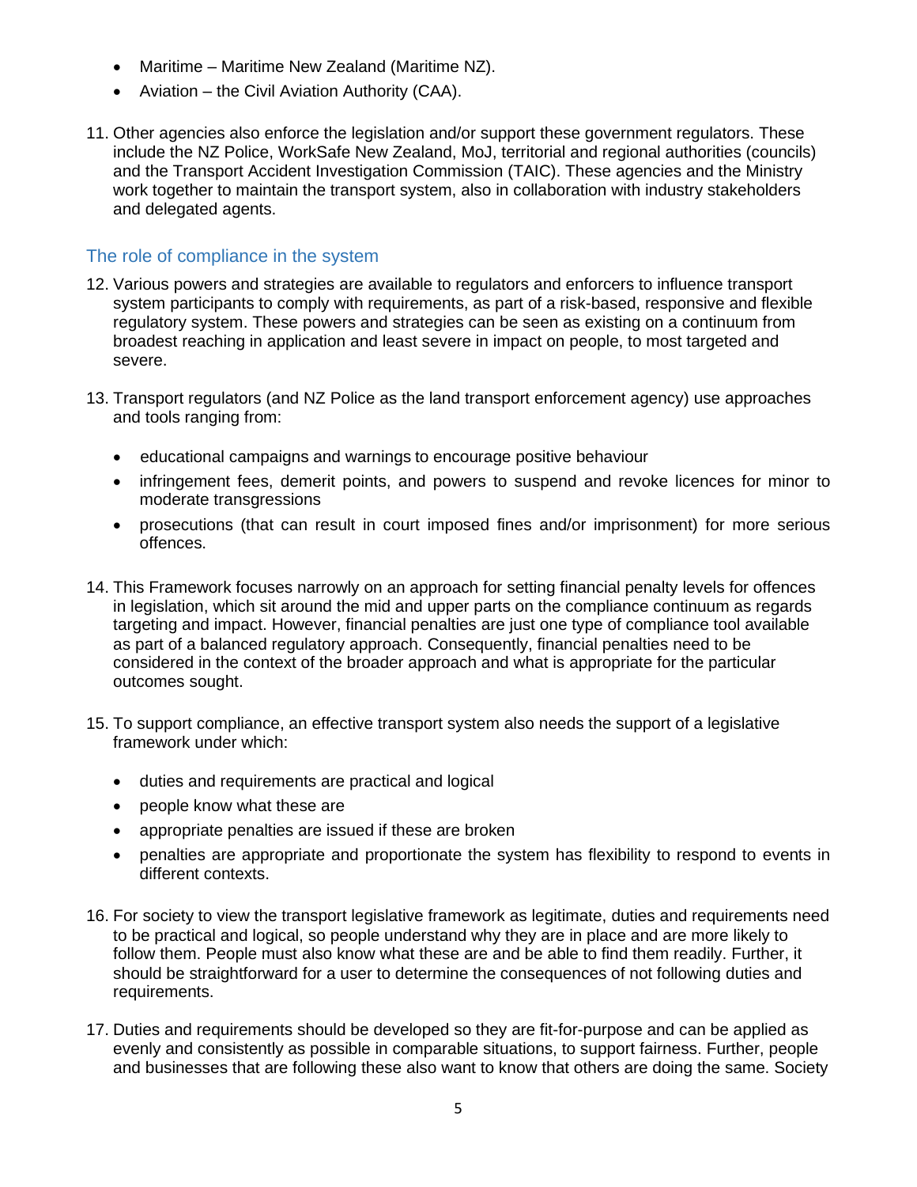- Maritime – Maritime New Zealand (Maritime NZ).
- Aviation – the Civil Aviation Authority (CAA).

11. Other agencies also enforce the legislation and/or support these government regulators. These include the NZ Police, WorkSafe New Zealand, MoJ, territorial and regional authorities (councils) and the Transport Accident Investigation Commission (TAIC). These agencies and the Ministry work together to maintain the transport system, also in collaboration with industry stakeholders and delegated agents.

## The role of compliance in the system

12. Various powers and strategies are available to regulators and enforcers to influence transport system participants to comply with requirements, as part of a risk-based, responsive and flexible regulatory system. These powers and strategies can be seen as existing on a continuum from broadest reaching in application and least severe in impact on people, to most targeted and severe.

13. Transport regulators (and NZ Police as the land transport enforcement agency) use approaches and tools ranging from:

    - educational campaigns and warnings to encourage positive behaviour
    - infringement fees, demerit points, and powers to suspend and revoke licences for minor to moderate transgressions
    - prosecutions (that can result in court imposed fines and/or imprisonment) for more serious offences.

14. This Framework focuses narrowly on an approach for setting financial penalty levels for offences in legislation, which sit around the mid and upper parts on the compliance continuum as regards targeting and impact. However, financial penalties are just one type of compliance tool available as part of a balanced regulatory approach. Consequently, financial penalties need to be considered in the context of the broader approach and what is appropriate for the particular outcomes sought.

15. To support compliance, an effective transport system also needs the support of a legislative framework under which:

    - duties and requirements are practical and logical
    - people know what these are
    - appropriate penalties are issued if these are broken
    - penalties are appropriate and proportionate the system has flexibility to respond to events in different contexts.

16. For society to view the transport legislative framework as legitimate, duties and requirements need to be practical and logical, so people understand why they are in place and are more likely to follow them. People must also know what these are and be able to find them readily. Further, it should be straightforward for a user to determine the consequences of not following duties and requirements.

17. Duties and requirements should be developed so they are fit-for-purpose and can be applied as evenly and consistently as possible in comparable situations, to support fairness. Further, people and businesses that are following these also want to know that others are doing the same. Society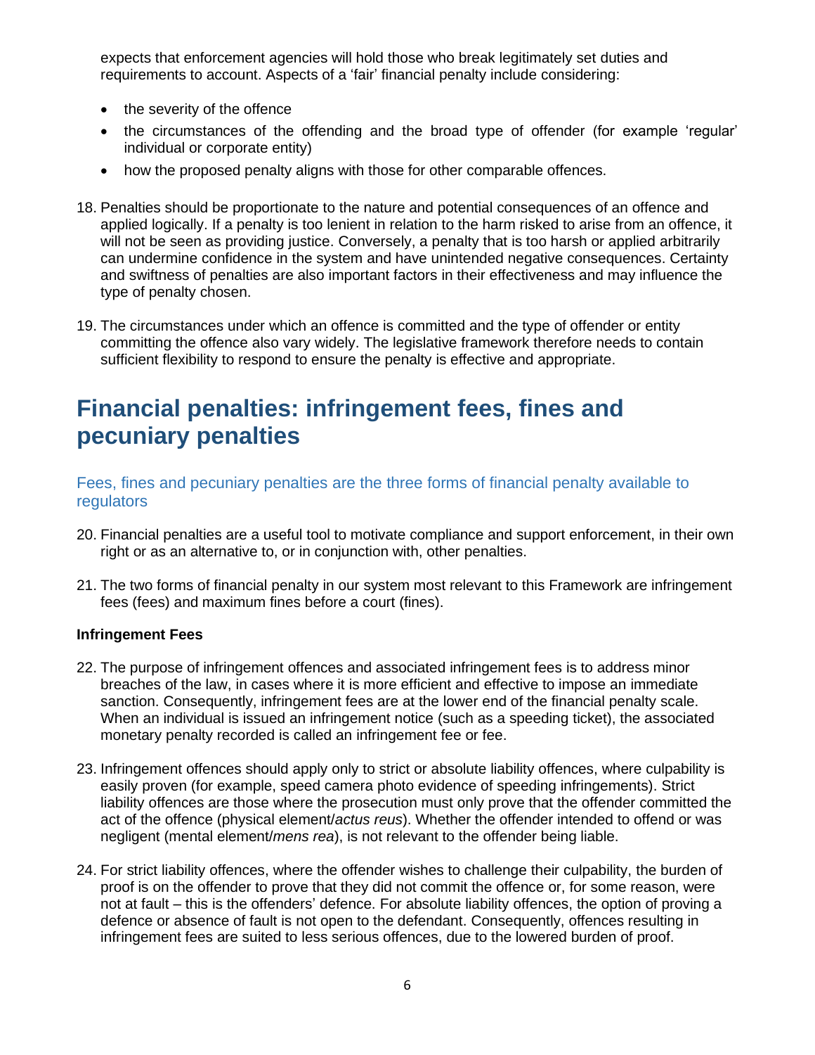expects that enforcement agencies will hold those who break legitimately set duties and requirements to account. Aspects of a 'fair' financial penalty include considering:

- the severity of the offence
- the circumstances of the offending and the broad type of offender (for example 'regular' individual or corporate entity)
- how the proposed penalty aligns with those for other comparable offences.

18. Penalties should be proportionate to the nature and potential consequences of an offence and applied logically. If a penalty is too lenient in relation to the harm risked to arise from an offence, it will not be seen as providing justice. Conversely, a penalty that is too harsh or applied arbitrarily can undermine confidence in the system and have unintended negative consequences. Certainty and swiftness of penalties are also important factors in their effectiveness and may influence the type of penalty chosen.

19. The circumstances under which an offence is committed and the type of offender or entity committing the offence also vary widely. The legislative framework therefore needs to contain sufficient flexibility to respond to ensure the penalty is effective and appropriate.

# Financial penalties: infringement fees, fines and pecuniary penalties

## Fees, fines and pecuniary penalties are the three forms of financial penalty available to regulators

20. Financial penalties are a useful tool to motivate compliance and support enforcement, in their own right or as an alternative to, or in conjunction with, other penalties.

21. The two forms of financial penalty in our system most relevant to this Framework are infringement fees (fees) and maximum fines before a court (fines).

**Infringement Fees**

22. The purpose of infringement offences and associated infringement fees is to address minor breaches of the law, in cases where it is more efficient and effective to impose an immediate sanction. Consequently, infringement fees are at the lower end of the financial penalty scale. When an individual is issued an infringement notice (such as a speeding ticket), the associated monetary penalty recorded is called an infringement fee or fee.

23. Infringement offences should apply only to strict or absolute liability offences, where culpability is easily proven (for example, speed camera photo evidence of speeding infringements). Strict liability offences are those where the prosecution must only prove that the offender committed the act of the offence (physical element/*actus reus*). Whether the offender intended to offend or was negligent (mental element/*mens rea*), is not relevant to the offender being liable.

24. For strict liability offences, where the offender wishes to challenge their culpability, the burden of proof is on the offender to prove that they did not commit the offence or, for some reason, were not at fault – this is the offenders' defence. For absolute liability offences, the option of proving a defence or absence of fault is not open to the defendant. Consequently, offences resulting in infringement fees are suited to less serious offences, due to the lowered burden of proof.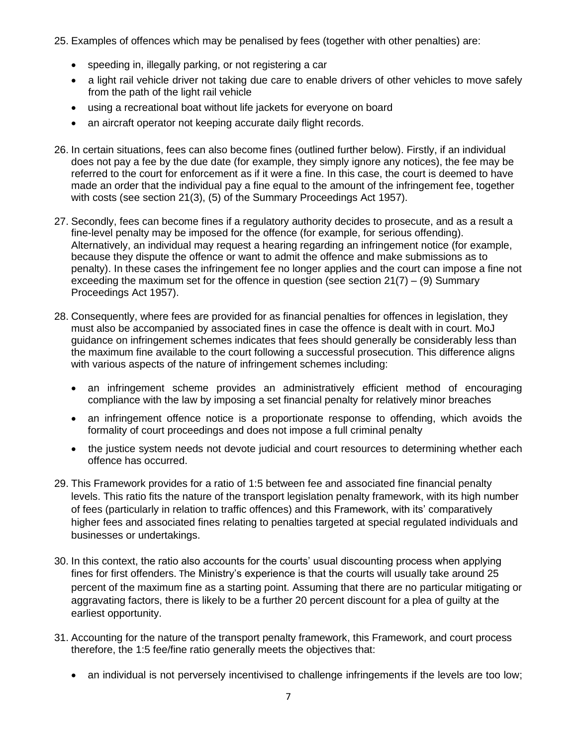25. Examples of offences which may be penalised by fees (together with other penalties) are:

    - speeding in, illegally parking, or not registering a car
    - a light rail vehicle driver not taking due care to enable drivers of other vehicles to move safely from the path of the light rail vehicle
    - using a recreational boat without life jackets for everyone on board
    - an aircraft operator not keeping accurate daily flight records.

26. In certain situations, fees can also become fines (outlined further below). Firstly, if an individual does not pay a fee by the due date (for example, they simply ignore any notices), the fee may be referred to the court for enforcement as if it were a fine. In this case, the court is deemed to have made an order that the individual pay a fine equal to the amount of the infringement fee, together with costs (see section 21(3), (5) of the Summary Proceedings Act 1957).

27. Secondly, fees can become fines if a regulatory authority decides to prosecute, and as a result a fine-level penalty may be imposed for the offence (for example, for serious offending). Alternatively, an individual may request a hearing regarding an infringement notice (for example, because they dispute the offence or want to admit the offence and make submissions as to penalty). In these cases the infringement fee no longer applies and the court can impose a fine not exceeding the maximum set for the offence in question (see section 21(7) – (9) Summary Proceedings Act 1957).

28. Consequently, where fees are provided for as financial penalties for offences in legislation, they must also be accompanied by associated fines in case the offence is dealt with in court. MoJ guidance on infringement schemes indicates that fees should generally be considerably less than the maximum fine available to the court following a successful prosecution. This difference aligns with various aspects of the nature of infringement schemes including:

    - an infringement scheme provides an administratively efficient method of encouraging compliance with the law by imposing a set financial penalty for relatively minor breaches
    - an infringement offence notice is a proportionate response to offending, which avoids the formality of court proceedings and does not impose a full criminal penalty
    - the justice system needs not devote judicial and court resources to determining whether each offence has occurred.

29. This Framework provides for a ratio of 1:5 between fee and associated fine financial penalty levels. This ratio fits the nature of the transport legislation penalty framework, with its high number of fees (particularly in relation to traffic offences) and this Framework, with its' comparatively higher fees and associated fines relating to penalties targeted at special regulated individuals and businesses or undertakings.

30. In this context, the ratio also accounts for the courts' usual discounting process when applying fines for first offenders. The Ministry's experience is that the courts will usually take around 25 percent of the maximum fine as a starting point. Assuming that there are no particular mitigating or aggravating factors, there is likely to be a further 20 percent discount for a plea of guilty at the earliest opportunity.

31. Accounting for the nature of the transport penalty framework, this Framework, and court process therefore, the 1:5 fee/fine ratio generally meets the objectives that:

    - an individual is not perversely incentivised to challenge infringements if the levels are too low;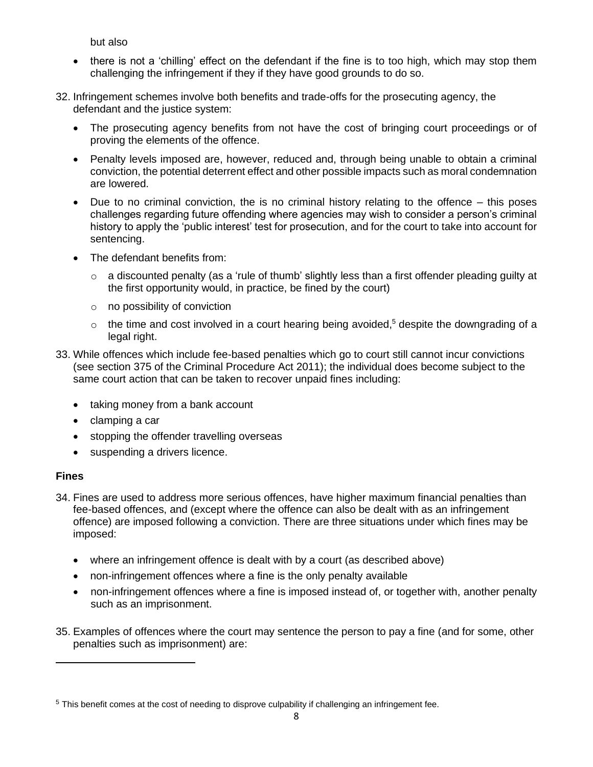but also

- there is not a 'chilling' effect on the defendant if the fine is to too high, which may stop them challenging the infringement if they if they have good grounds to do so.

32. Infringement schemes involve both benefits and trade-offs for the prosecuting agency, the defendant and the justice system:

    - The prosecuting agency benefits from not have the cost of bringing court proceedings or of proving the elements of the offence.
    - Penalty levels imposed are, however, reduced and, through being unable to obtain a criminal conviction, the potential deterrent effect and other possible impacts such as moral condemnation are lowered.
    - Due to no criminal conviction, the is no criminal history relating to the offence – this poses challenges regarding future offending where agencies may wish to consider a person's criminal history to apply the 'public interest' test for prosecution, and for the court to take into account for sentencing.
    - The defendant benefits from:
        - a discounted penalty (as a 'rule of thumb' slightly less than a first offender pleading guilty at the first opportunity would, in practice, be fined by the court)
        - no possibility of conviction
        - the time and cost involved in a court hearing being avoided,[5] despite the downgrading of a legal right.

33. While offences which include fee-based penalties which go to court still cannot incur convictions (see section 375 of the Criminal Procedure Act 2011); the individual does become subject to the same court action that can be taken to recover unpaid fines including:

    - taking money from a bank account
    - clamping a car
    - stopping the offender travelling overseas
    - suspending a drivers licence.

**Fines**

34. Fines are used to address more serious offences, have higher maximum financial penalties than fee-based offences, and (except where the offence can also be dealt with as an infringement offence) are imposed following a conviction. There are three situations under which fines may be imposed:

    - where an infringement offence is dealt with by a court (as described above)
    - non-infringement offences where a fine is the only penalty available
    - non-infringement offences where a fine is imposed instead of, or together with, another penalty such as an imprisonment.

35. Examples of offences where the court may sentence the person to pay a fine (and for some, other penalties such as imprisonment) are:

---

[5] This benefit comes at the cost of needing to disprove culpability if challenging an infringement fee.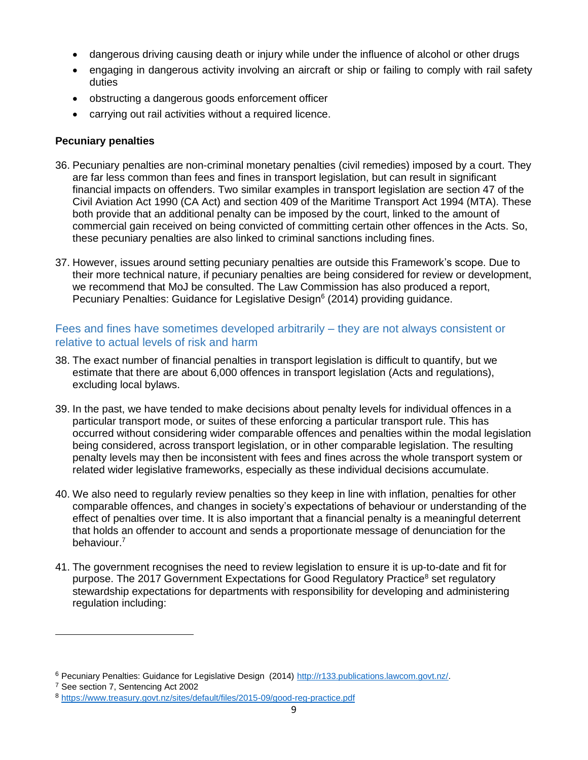- dangerous driving causing death or injury while under the influence of alcohol or other drugs
- engaging in dangerous activity involving an aircraft or ship or failing to comply with rail safety duties
- obstructing a dangerous goods enforcement officer
- carrying out rail activities without a required licence.

**Pecuniary penalties**

36. Pecuniary penalties are non-criminal monetary penalties (civil remedies) imposed by a court. They are far less common than fees and fines in transport legislation, but can result in significant financial impacts on offenders. Two similar examples in transport legislation are section 47 of the Civil Aviation Act 1990 (CA Act) and section 409 of the Maritime Transport Act 1994 (MTA). These both provide that an additional penalty can be imposed by the court, linked to the amount of commercial gain received on being convicted of committing certain other offences in the Acts. So, these pecuniary penalties are also linked to criminal sanctions including fines.

37. However, issues around setting pecuniary penalties are outside this Framework's scope. Due to their more technical nature, if pecuniary penalties are being considered for review or development, we recommend that MoJ be consulted. The Law Commission has also produced a report, Pecuniary Penalties: Guidance for Legislative Design[6] (2014) providing guidance.

### Fees and fines have sometimes developed arbitrarily – they are not always consistent or relative to actual levels of risk and harm

38. The exact number of financial penalties in transport legislation is difficult to quantify, but we estimate that there are about 6,000 offences in transport legislation (Acts and regulations), excluding local bylaws.

39. In the past, we have tended to make decisions about penalty levels for individual offences in a particular transport mode, or suites of these enforcing a particular transport rule. This has occurred without considering wider comparable offences and penalties within the modal legislation being considered, across transport legislation, or in other comparable legislation. The resulting penalty levels may then be inconsistent with fees and fines across the whole transport system or related wider legislative frameworks, especially as these individual decisions accumulate.

40. We also need to regularly review penalties so they keep in line with inflation, penalties for other comparable offences, and changes in society's expectations of behaviour or understanding of the effect of penalties over time. It is also important that a financial penalty is a meaningful deterrent that holds an offender to account and sends a proportionate message of denunciation for the behaviour.[7]

41. The government recognises the need to review legislation to ensure it is up-to-date and fit for purpose. The 2017 Government Expectations for Good Regulatory Practice[8] set regulatory stewardship expectations for departments with responsibility for developing and administering regulation including:

---

[6] Pecuniary Penalties: Guidance for Legislative Design (2014) http://r133.publications.lawcom.govt.nz/.

[7] See section 7, Sentencing Act 2002

[8] https://www.treasury.govt.nz/sites/default/files/2015-09/good-reg-practice.pdf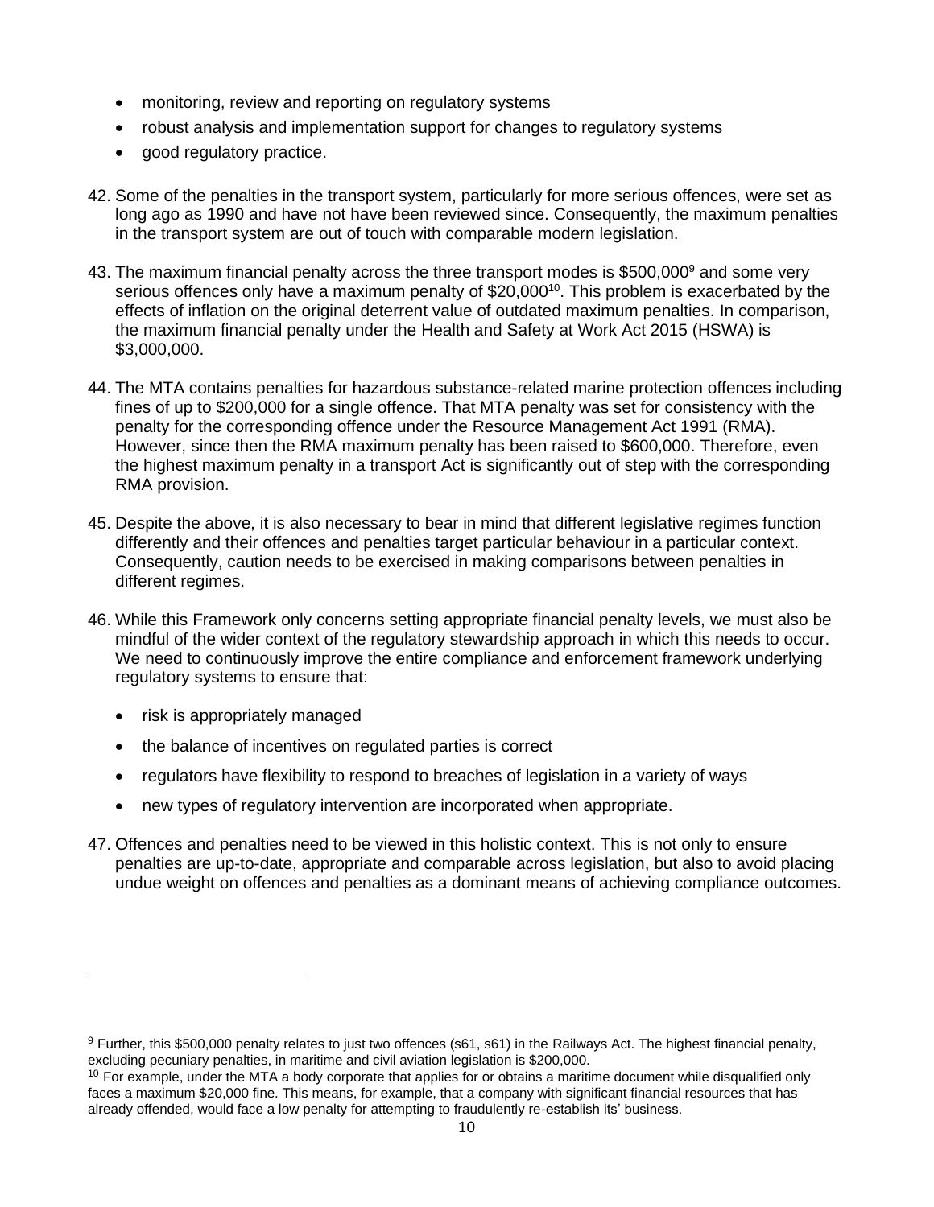- monitoring, review and reporting on regulatory systems
- robust analysis and implementation support for changes to regulatory systems
- good regulatory practice.

42. Some of the penalties in the transport system, particularly for more serious offences, were set as long ago as 1990 and have not have been reviewed since. Consequently, the maximum penalties in the transport system are out of touch with comparable modern legislation.

43. The maximum financial penalty across the three transport modes is $500,000[9] and some very serious offences only have a maximum penalty of $20,000[10]. This problem is exacerbated by the effects of inflation on the original deterrent value of outdated maximum penalties. In comparison, the maximum financial penalty under the Health and Safety at Work Act 2015 (HSWA) is $3,000,000.

44. The MTA contains penalties for hazardous substance-related marine protection offences including fines of up to $200,000 for a single offence. That MTA penalty was set for consistency with the penalty for the corresponding offence under the Resource Management Act 1991 (RMA). However, since then the RMA maximum penalty has been raised to $600,000. Therefore, even the highest maximum penalty in a transport Act is significantly out of step with the corresponding RMA provision.

45. Despite the above, it is also necessary to bear in mind that different legislative regimes function differently and their offences and penalties target particular behaviour in a particular context. Consequently, caution needs to be exercised in making comparisons between penalties in different regimes.

46. While this Framework only concerns setting appropriate financial penalty levels, we must also be mindful of the wider context of the regulatory stewardship approach in which this needs to occur. We need to continuously improve the entire compliance and enforcement framework underlying regulatory systems to ensure that:

    - risk is appropriately managed
    - the balance of incentives on regulated parties is correct
    - regulators have flexibility to respond to breaches of legislation in a variety of ways
    - new types of regulatory intervention are incorporated when appropriate.

47. Offences and penalties need to be viewed in this holistic context. This is not only to ensure penalties are up-to-date, appropriate and comparable across legislation, but also to avoid placing undue weight on offences and penalties as a dominant means of achieving compliance outcomes.

---

[9] Further, this $500,000 penalty relates to just two offences (s61, s61) in the Railways Act. The highest financial penalty, excluding pecuniary penalties, in maritime and civil aviation legislation is $200,000.

[10] For example, under the MTA a body corporate that applies for or obtains a maritime document while disqualified only faces a maximum $20,000 fine. This means, for example, that a company with significant financial resources that has already offended, would face a low penalty for attempting to fraudulently re-establish its' business.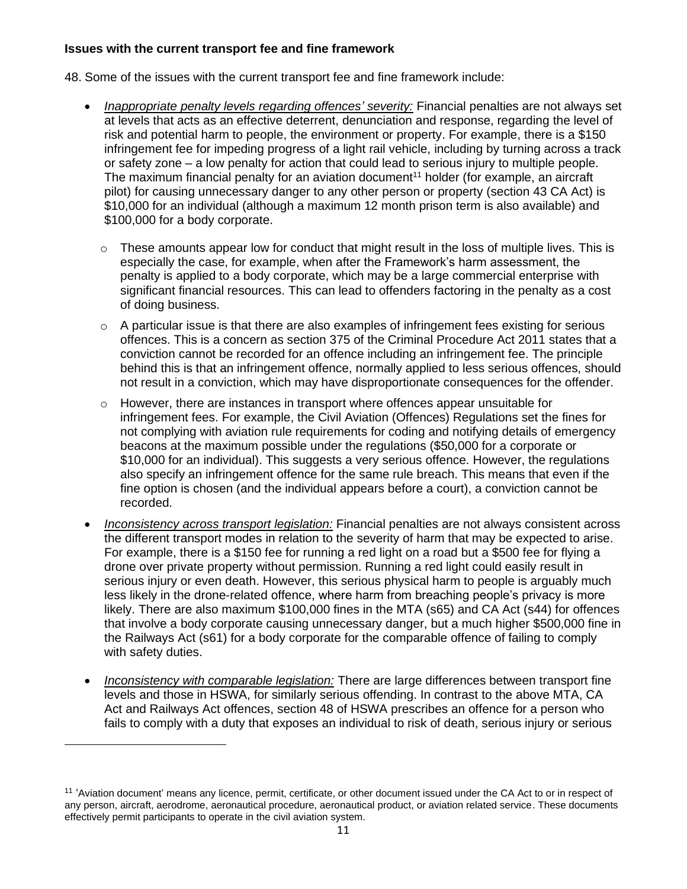**Issues with the current transport fee and fine framework**

48. Some of the issues with the current transport fee and fine framework include:

- *Inappropriate penalty levels regarding offences' severity:* Financial penalties are not always set at levels that acts as an effective deterrent, denunciation and response, regarding the level of risk and potential harm to people, the environment or property. For example, there is a $150 infringement fee for impeding progress of a light rail vehicle, including by turning across a track or safety zone – a low penalty for action that could lead to serious injury to multiple people. The maximum financial penalty for an aviation document[11] holder (for example, an aircraft pilot) for causing unnecessary danger to any other person or property (section 43 CA Act) is $10,000 for an individual (although a maximum 12 month prison term is also available) and $100,000 for a body corporate.
    - These amounts appear low for conduct that might result in the loss of multiple lives. This is especially the case, for example, when after the Framework's harm assessment, the penalty is applied to a body corporate, which may be a large commercial enterprise with significant financial resources. This can lead to offenders factoring in the penalty as a cost of doing business.
    - A particular issue is that there are also examples of infringement fees existing for serious offences. This is a concern as section 375 of the Criminal Procedure Act 2011 states that a conviction cannot be recorded for an offence including an infringement fee. The principle behind this is that an infringement offence, normally applied to less serious offences, should not result in a conviction, which may have disproportionate consequences for the offender.
    - However, there are instances in transport where offences appear unsuitable for infringement fees. For example, the Civil Aviation (Offences) Regulations set the fines for not complying with aviation rule requirements for coding and notifying details of emergency beacons at the maximum possible under the regulations ($50,000 for a corporate or $10,000 for an individual). This suggests a very serious offence. However, the regulations also specify an infringement offence for the same rule breach. This means that even if the fine option is chosen (and the individual appears before a court), a conviction cannot be recorded.
- *Inconsistency across transport legislation:* Financial penalties are not always consistent across the different transport modes in relation to the severity of harm that may be expected to arise. For example, there is a $150 fee for running a red light on a road but a $500 fee for flying a drone over private property without permission. Running a red light could easily result in serious injury or even death. However, this serious physical harm to people is arguably much less likely in the drone-related offence, where harm from breaching people's privacy is more likely. There are also maximum $100,000 fines in the MTA (s65) and CA Act (s44) for offences that involve a body corporate causing unnecessary danger, but a much higher $500,000 fine in the Railways Act (s61) for a body corporate for the comparable offence of failing to comply with safety duties.
- *Inconsistency with comparable legislation:* There are large differences between transport fine levels and those in HSWA, for similarly serious offending. In contrast to the above MTA, CA Act and Railways Act offences, section 48 of HSWA prescribes an offence for a person who fails to comply with a duty that exposes an individual to risk of death, serious injury or serious

[11] 'Aviation document' means any licence, permit, certificate, or other document issued under the CA Act to or in respect of any person, aircraft, aerodrome, aeronautical procedure, aeronautical product, or aviation related service. These documents effectively permit participants to operate in the civil aviation system.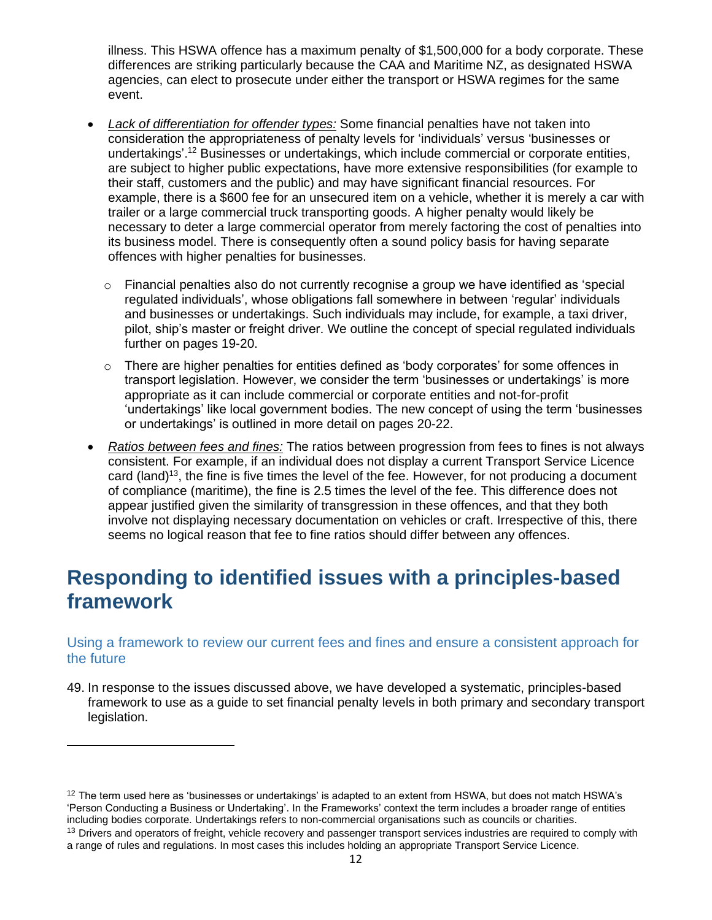illness. This HSWA offence has a maximum penalty of $1,500,000 for a body corporate. These differences are striking particularly because the CAA and Maritime NZ, as designated HSWA agencies, can elect to prosecute under either the transport or HSWA regimes for the same event.

- *Lack of differentiation for offender types:* Some financial penalties have not taken into consideration the appropriateness of penalty levels for 'individuals' versus 'businesses or undertakings'.[12] Businesses or undertakings, which include commercial or corporate entities, are subject to higher public expectations, have more extensive responsibilities (for example to their staff, customers and the public) and may have significant financial resources. For example, there is a $600 fee for an unsecured item on a vehicle, whether it is merely a car with trailer or a large commercial truck transporting goods. A higher penalty would likely be necessary to deter a large commercial operator from merely factoring the cost of penalties into its business model. There is consequently often a sound policy basis for having separate offences with higher penalties for businesses.
    - Financial penalties also do not currently recognise a group we have identified as 'special regulated individuals', whose obligations fall somewhere in between 'regular' individuals and businesses or undertakings. Such individuals may include, for example, a taxi driver, pilot, ship's master or freight driver. We outline the concept of special regulated individuals further on pages 19-20.
    - There are higher penalties for entities defined as 'body corporates' for some offences in transport legislation. However, we consider the term 'businesses or undertakings' is more appropriate as it can include commercial or corporate entities and not-for-profit 'undertakings' like local government bodies. The new concept of using the term 'businesses or undertakings' is outlined in more detail on pages 20-22.
- *Ratios between fees and fines:* The ratios between progression from fees to fines is not always consistent. For example, if an individual does not display a current Transport Service Licence card (land)[13], the fine is five times the level of the fee. However, for not producing a document of compliance (maritime), the fine is 2.5 times the level of the fee. This difference does not appear justified given the similarity of transgression in these offences, and that they both involve not displaying necessary documentation on vehicles or craft. Irrespective of this, there seems no logical reason that fee to fine ratios should differ between any offences.

# Responding to identified issues with a principles-based framework

## Using a framework to review our current fees and fines and ensure a consistent approach for the future

49. In response to the issues discussed above, we have developed a systematic, principles-based framework to use as a guide to set financial penalty levels in both primary and secondary transport legislation.

---

[12] The term used here as 'businesses or undertakings' is adapted to an extent from HSWA, but does not match HSWA's 'Person Conducting a Business or Undertaking'. In the Frameworks' context the term includes a broader range of entities including bodies corporate. Undertakings refers to non-commercial organisations such as councils or charities.

[13] Drivers and operators of freight, vehicle recovery and passenger transport services industries are required to comply with a range of rules and regulations. In most cases this includes holding an appropriate Transport Service Licence.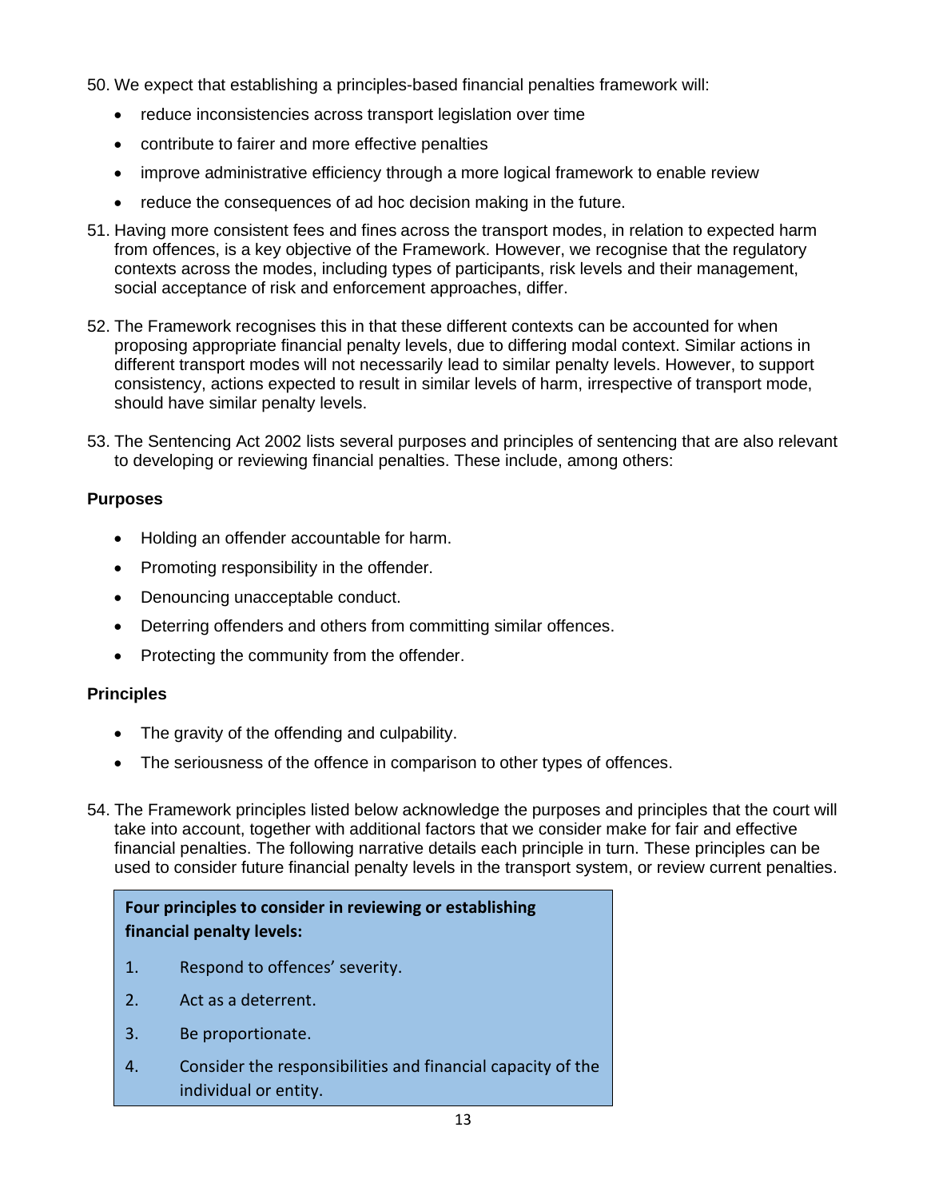50. We expect that establishing a principles-based financial penalties framework will:
    - reduce inconsistencies across transport legislation over time
    - contribute to fairer and more effective penalties
    - improve administrative efficiency through a more logical framework to enable review
    - reduce the consequences of ad hoc decision making in the future.

51. Having more consistent fees and fines across the transport modes, in relation to expected harm from offences, is a key objective of the Framework. However, we recognise that the regulatory contexts across the modes, including types of participants, risk levels and their management, social acceptance of risk and enforcement approaches, differ.

52. The Framework recognises this in that these different contexts can be accounted for when proposing appropriate financial penalty levels, due to differing modal context. Similar actions in different transport modes will not necessarily lead to similar penalty levels. However, to support consistency, actions expected to result in similar levels of harm, irrespective of transport mode, should have similar penalty levels.

53. The Sentencing Act 2002 lists several purposes and principles of sentencing that are also relevant to developing or reviewing financial penalties. These include, among others:

**Purposes**

- Holding an offender accountable for harm.
- Promoting responsibility in the offender.
- Denouncing unacceptable conduct.
- Deterring offenders and others from committing similar offences.
- Protecting the community from the offender.

**Principles**

- The gravity of the offending and culpability.
- The seriousness of the offence in comparison to other types of offences.

54. The Framework principles listed below acknowledge the purposes and principles that the court will take into account, together with additional factors that we consider make for fair and effective financial penalties. The following narrative details each principle in turn. These principles can be used to consider future financial penalty levels in the transport system, or review current penalties.

> **Four principles to consider in reviewing or establishing financial penalty levels:**
>
> 1. Respond to offences' severity.
> 2. Act as a deterrent.
> 3. Be proportionate.
> 4. Consider the responsibilities and financial capacity of the individual or entity.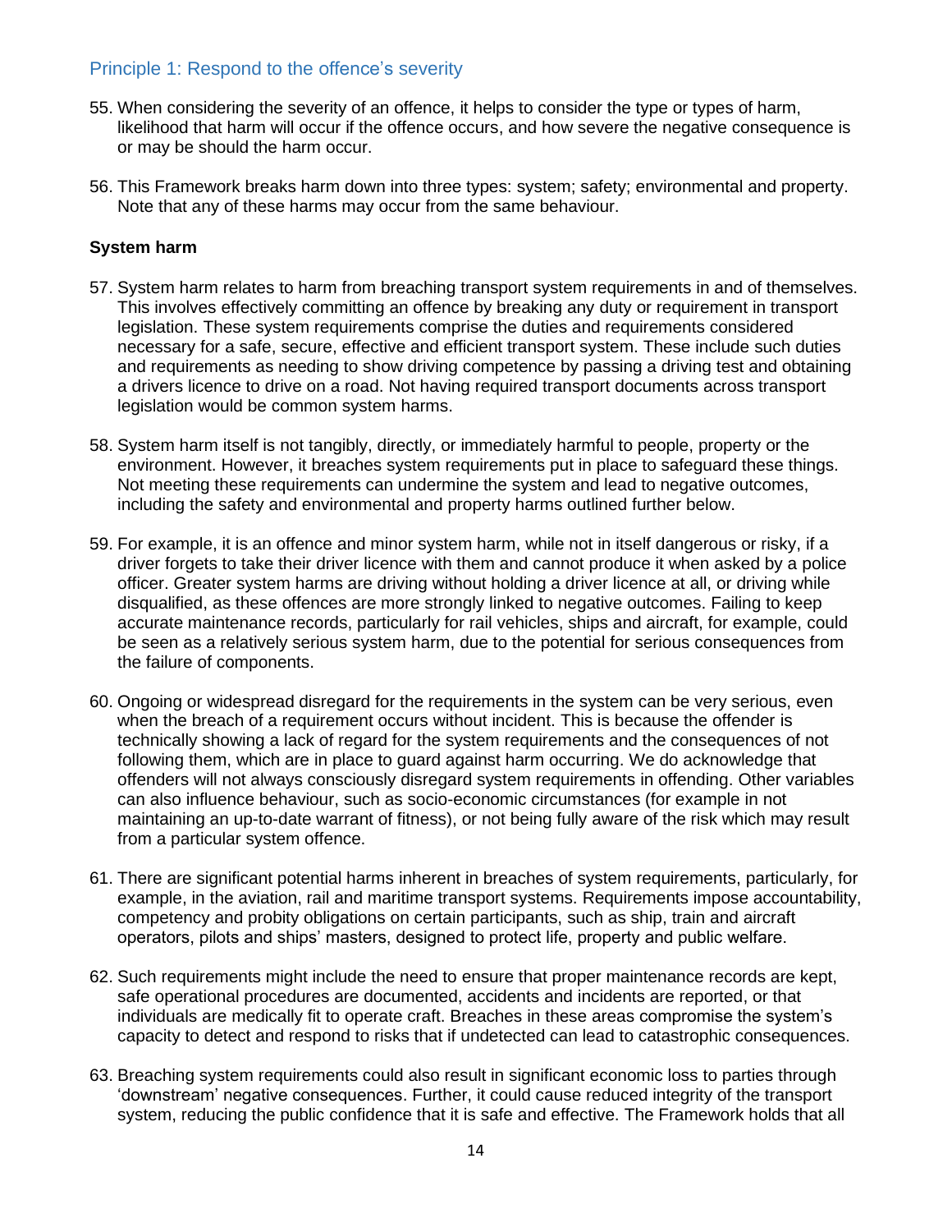## Principle 1: Respond to the offence's severity

55. When considering the severity of an offence, it helps to consider the type or types of harm, likelihood that harm will occur if the offence occurs, and how severe the negative consequence is or may be should the harm occur.

56. This Framework breaks harm down into three types: system; safety; environmental and property. Note that any of these harms may occur from the same behaviour.

**System harm**

57. System harm relates to harm from breaching transport system requirements in and of themselves. This involves effectively committing an offence by breaking any duty or requirement in transport legislation. These system requirements comprise the duties and requirements considered necessary for a safe, secure, effective and efficient transport system. These include such duties and requirements as needing to show driving competence by passing a driving test and obtaining a drivers licence to drive on a road. Not having required transport documents across transport legislation would be common system harms.

58. System harm itself is not tangibly, directly, or immediately harmful to people, property or the environment. However, it breaches system requirements put in place to safeguard these things. Not meeting these requirements can undermine the system and lead to negative outcomes, including the safety and environmental and property harms outlined further below.

59. For example, it is an offence and minor system harm, while not in itself dangerous or risky, if a driver forgets to take their driver licence with them and cannot produce it when asked by a police officer. Greater system harms are driving without holding a driver licence at all, or driving while disqualified, as these offences are more strongly linked to negative outcomes. Failing to keep accurate maintenance records, particularly for rail vehicles, ships and aircraft, for example, could be seen as a relatively serious system harm, due to the potential for serious consequences from the failure of components.

60. Ongoing or widespread disregard for the requirements in the system can be very serious, even when the breach of a requirement occurs without incident. This is because the offender is technically showing a lack of regard for the system requirements and the consequences of not following them, which are in place to guard against harm occurring. We do acknowledge that offenders will not always consciously disregard system requirements in offending. Other variables can also influence behaviour, such as socio-economic circumstances (for example in not maintaining an up-to-date warrant of fitness), or not being fully aware of the risk which may result from a particular system offence.

61. There are significant potential harms inherent in breaches of system requirements, particularly, for example, in the aviation, rail and maritime transport systems. Requirements impose accountability, competency and probity obligations on certain participants, such as ship, train and aircraft operators, pilots and ships' masters, designed to protect life, property and public welfare.

62. Such requirements might include the need to ensure that proper maintenance records are kept, safe operational procedures are documented, accidents and incidents are reported, or that individuals are medically fit to operate craft. Breaches in these areas compromise the system's capacity to detect and respond to risks that if undetected can lead to catastrophic consequences.

63. Breaching system requirements could also result in significant economic loss to parties through 'downstream' negative consequences. Further, it could cause reduced integrity of the transport system, reducing the public confidence that it is safe and effective. The Framework holds that all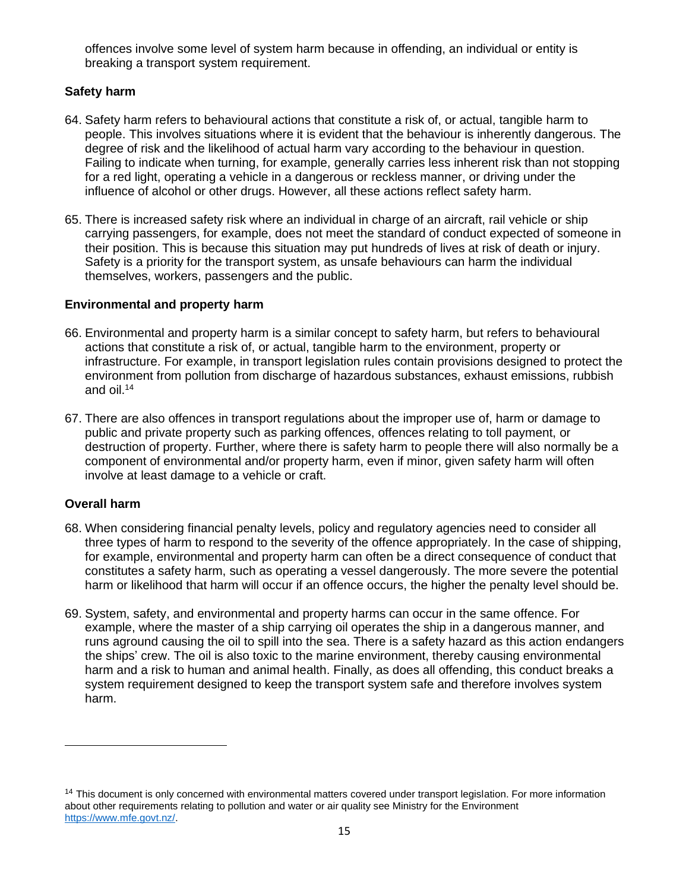offences involve some level of system harm because in offending, an individual or entity is breaking a transport system requirement.

### Safety harm

64. Safety harm refers to behavioural actions that constitute a risk of, or actual, tangible harm to people. This involves situations where it is evident that the behaviour is inherently dangerous. The degree of risk and the likelihood of actual harm vary according to the behaviour in question. Failing to indicate when turning, for example, generally carries less inherent risk than not stopping for a red light, operating a vehicle in a dangerous or reckless manner, or driving under the influence of alcohol or other drugs. However, all these actions reflect safety harm.

65. There is increased safety risk where an individual in charge of an aircraft, rail vehicle or ship carrying passengers, for example, does not meet the standard of conduct expected of someone in their position. This is because this situation may put hundreds of lives at risk of death or injury. Safety is a priority for the transport system, as unsafe behaviours can harm the individual themselves, workers, passengers and the public.

### Environmental and property harm

66. Environmental and property harm is a similar concept to safety harm, but refers to behavioural actions that constitute a risk of, or actual, tangible harm to the environment, property or infrastructure. For example, in transport legislation rules contain provisions designed to protect the environment from pollution from discharge of hazardous substances, exhaust emissions, rubbish and oil.[14]

67. There are also offences in transport regulations about the improper use of, harm or damage to public and private property such as parking offences, offences relating to toll payment, or destruction of property. Further, where there is safety harm to people there will also normally be a component of environmental and/or property harm, even if minor, given safety harm will often involve at least damage to a vehicle or craft.

### Overall harm

68. When considering financial penalty levels, policy and regulatory agencies need to consider all three types of harm to respond to the severity of the offence appropriately. In the case of shipping, for example, environmental and property harm can often be a direct consequence of conduct that constitutes a safety harm, such as operating a vessel dangerously. The more severe the potential harm or likelihood that harm will occur if an offence occurs, the higher the penalty level should be.

69. System, safety, and environmental and property harms can occur in the same offence. For example, where the master of a ship carrying oil operates the ship in a dangerous manner, and runs aground causing the oil to spill into the sea. There is a safety hazard as this action endangers the ships' crew. The oil is also toxic to the marine environment, thereby causing environmental harm and a risk to human and animal health. Finally, as does all offending, this conduct breaks a system requirement designed to keep the transport system safe and therefore involves system harm.

---

[14] This document is only concerned with environmental matters covered under transport legislation. For more information about other requirements relating to pollution and water or air quality see Ministry for the Environment https://www.mfe.govt.nz/.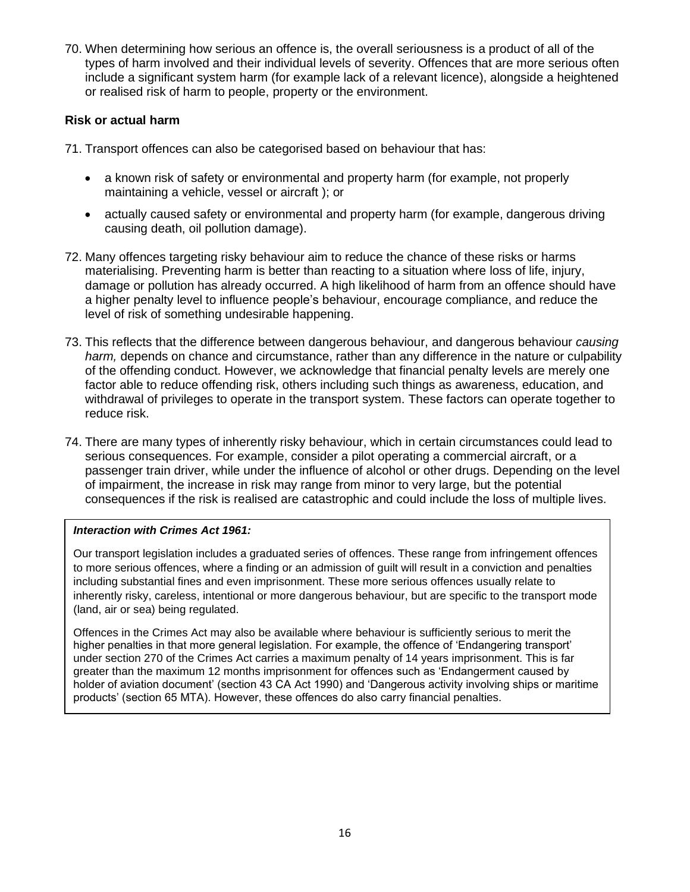70. When determining how serious an offence is, the overall seriousness is a product of all of the types of harm involved and their individual levels of severity. Offences that are more serious often include a significant system harm (for example lack of a relevant licence), alongside a heightened or realised risk of harm to people, property or the environment.

### Risk or actual harm

71. Transport offences can also be categorised based on behaviour that has:

- a known risk of safety or environmental and property harm (for example, not properly maintaining a vehicle, vessel or aircraft ); or
- actually caused safety or environmental and property harm (for example, dangerous driving causing death, oil pollution damage).

72. Many offences targeting risky behaviour aim to reduce the chance of these risks or harms materialising. Preventing harm is better than reacting to a situation where loss of life, injury, damage or pollution has already occurred. A high likelihood of harm from an offence should have a higher penalty level to influence people's behaviour, encourage compliance, and reduce the level of risk of something undesirable happening.

73. This reflects that the difference between dangerous behaviour, and dangerous behaviour *causing harm,* depends on chance and circumstance, rather than any difference in the nature or culpability of the offending conduct. However, we acknowledge that financial penalty levels are merely one factor able to reduce offending risk, others including such things as awareness, education, and withdrawal of privileges to operate in the transport system. These factors can operate together to reduce risk.

74. There are many types of inherently risky behaviour, which in certain circumstances could lead to serious consequences. For example, consider a pilot operating a commercial aircraft, or a passenger train driver, while under the influence of alcohol or other drugs. Depending on the level of impairment, the increase in risk may range from minor to very large, but the potential consequences if the risk is realised are catastrophic and could include the loss of multiple lives.

***Interaction with Crimes Act 1961:***

Our transport legislation includes a graduated series of offences. These range from infringement offences to more serious offences, where a finding or an admission of guilt will result in a conviction and penalties including substantial fines and even imprisonment. These more serious offences usually relate to inherently risky, careless, intentional or more dangerous behaviour, but are specific to the transport mode (land, air or sea) being regulated.

Offences in the Crimes Act may also be available where behaviour is sufficiently serious to merit the higher penalties in that more general legislation. For example, the offence of 'Endangering transport' under section 270 of the Crimes Act carries a maximum penalty of 14 years imprisonment. This is far greater than the maximum 12 months imprisonment for offences such as 'Endangerment caused by holder of aviation document' (section 43 CA Act 1990) and 'Dangerous activity involving ships or maritime products' (section 65 MTA). However, these offences do also carry financial penalties.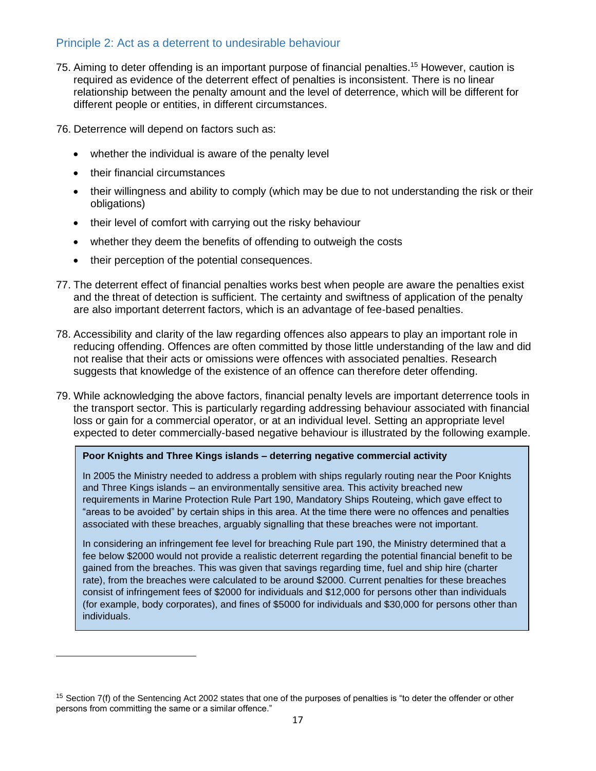## Principle 2: Act as a deterrent to undesirable behaviour

75. Aiming to deter offending is an important purpose of financial penalties.[15] However, caution is required as evidence of the deterrent effect of penalties is inconsistent. There is no linear relationship between the penalty amount and the level of deterrence, which will be different for different people or entities, in different circumstances.

76. Deterrence will depend on factors such as:

- whether the individual is aware of the penalty level
- their financial circumstances
- their willingness and ability to comply (which may be due to not understanding the risk or their obligations)
- their level of comfort with carrying out the risky behaviour
- whether they deem the benefits of offending to outweigh the costs
- their perception of the potential consequences.

77. The deterrent effect of financial penalties works best when people are aware the penalties exist and the threat of detection is sufficient. The certainty and swiftness of application of the penalty are also important deterrent factors, which is an advantage of fee-based penalties.

78. Accessibility and clarity of the law regarding offences also appears to play an important role in reducing offending. Offences are often committed by those little understanding of the law and did not realise that their acts or omissions were offences with associated penalties. Research suggests that knowledge of the existence of an offence can therefore deter offending.

79. While acknowledging the above factors, financial penalty levels are important deterrence tools in the transport sector. This is particularly regarding addressing behaviour associated with financial loss or gain for a commercial operator, or at an individual level. Setting an appropriate level expected to deter commercially-based negative behaviour is illustrated by the following example.

> **Poor Knights and Three Kings islands – deterring negative commercial activity**
>
> In 2005 the Ministry needed to address a problem with ships regularly routing near the Poor Knights and Three Kings islands – an environmentally sensitive area. This activity breached new requirements in Marine Protection Rule Part 190, Mandatory Ships Routeing, which gave effect to "areas to be avoided" by certain ships in this area. At the time there were no offences and penalties associated with these breaches, arguably signalling that these breaches were not important.
>
> In considering an infringement fee level for breaching Rule part 190, the Ministry determined that a fee below $2000 would not provide a realistic deterrent regarding the potential financial benefit to be gained from the breaches. This was given that savings regarding time, fuel and ship hire (charter rate), from the breaches were calculated to be around $2000. Current penalties for these breaches consist of infringement fees of $2000 for individuals and $12,000 for persons other than individuals (for example, body corporates), and fines of $5000 for individuals and $30,000 for persons other than individuals.

[15] Section 7(f) of the Sentencing Act 2002 states that one of the purposes of penalties is "to deter the offender or other persons from committing the same or a similar offence."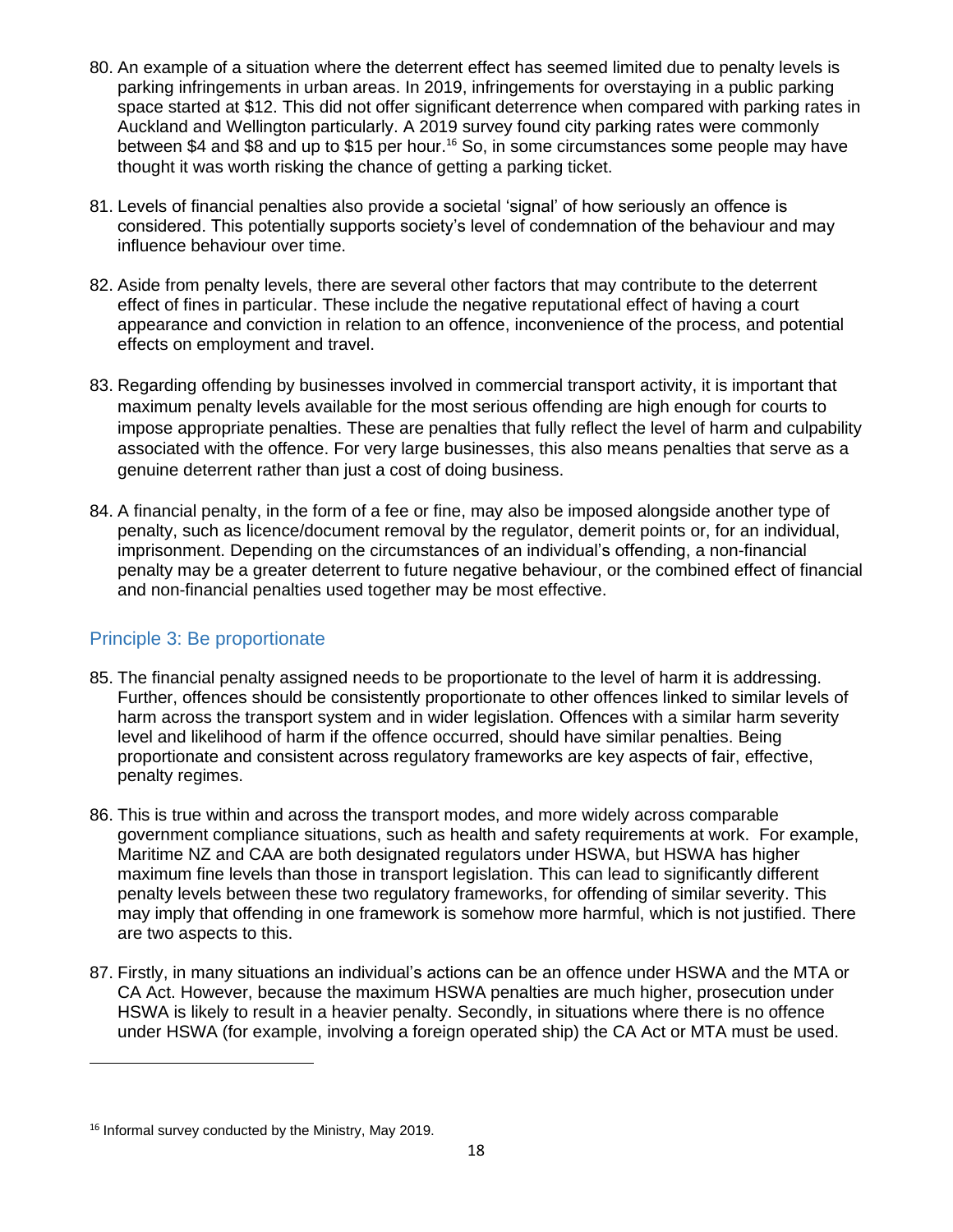80. An example of a situation where the deterrent effect has seemed limited due to penalty levels is parking infringements in urban areas. In 2019, infringements for overstaying in a public parking space started at $12. This did not offer significant deterrence when compared with parking rates in Auckland and Wellington particularly. A 2019 survey found city parking rates were commonly between $4 and $8 and up to $15 per hour.[16] So, in some circumstances some people may have thought it was worth risking the chance of getting a parking ticket.

81. Levels of financial penalties also provide a societal 'signal' of how seriously an offence is considered. This potentially supports society's level of condemnation of the behaviour and may influence behaviour over time.

82. Aside from penalty levels, there are several other factors that may contribute to the deterrent effect of fines in particular. These include the negative reputational effect of having a court appearance and conviction in relation to an offence, inconvenience of the process, and potential effects on employment and travel.

83. Regarding offending by businesses involved in commercial transport activity, it is important that maximum penalty levels available for the most serious offending are high enough for courts to impose appropriate penalties. These are penalties that fully reflect the level of harm and culpability associated with the offence. For very large businesses, this also means penalties that serve as a genuine deterrent rather than just a cost of doing business.

84. A financial penalty, in the form of a fee or fine, may also be imposed alongside another type of penalty, such as licence/document removal by the regulator, demerit points or, for an individual, imprisonment. Depending on the circumstances of an individual's offending, a non-financial penalty may be a greater deterrent to future negative behaviour, or the combined effect of financial and non-financial penalties used together may be most effective.

### Principle 3: Be proportionate

85. The financial penalty assigned needs to be proportionate to the level of harm it is addressing. Further, offences should be consistently proportionate to other offences linked to similar levels of harm across the transport system and in wider legislation. Offences with a similar harm severity level and likelihood of harm if the offence occurred, should have similar penalties. Being proportionate and consistent across regulatory frameworks are key aspects of fair, effective, penalty regimes.

86. This is true within and across the transport modes, and more widely across comparable government compliance situations, such as health and safety requirements at work. For example, Maritime NZ and CAA are both designated regulators under HSWA, but HSWA has higher maximum fine levels than those in transport legislation. This can lead to significantly different penalty levels between these two regulatory frameworks, for offending of similar severity. This may imply that offending in one framework is somehow more harmful, which is not justified. There are two aspects to this.

87. Firstly, in many situations an individual's actions can be an offence under HSWA and the MTA or CA Act. However, because the maximum HSWA penalties are much higher, prosecution under HSWA is likely to result in a heavier penalty. Secondly, in situations where there is no offence under HSWA (for example, involving a foreign operated ship) the CA Act or MTA must be used.

---

[16] Informal survey conducted by the Ministry, May 2019.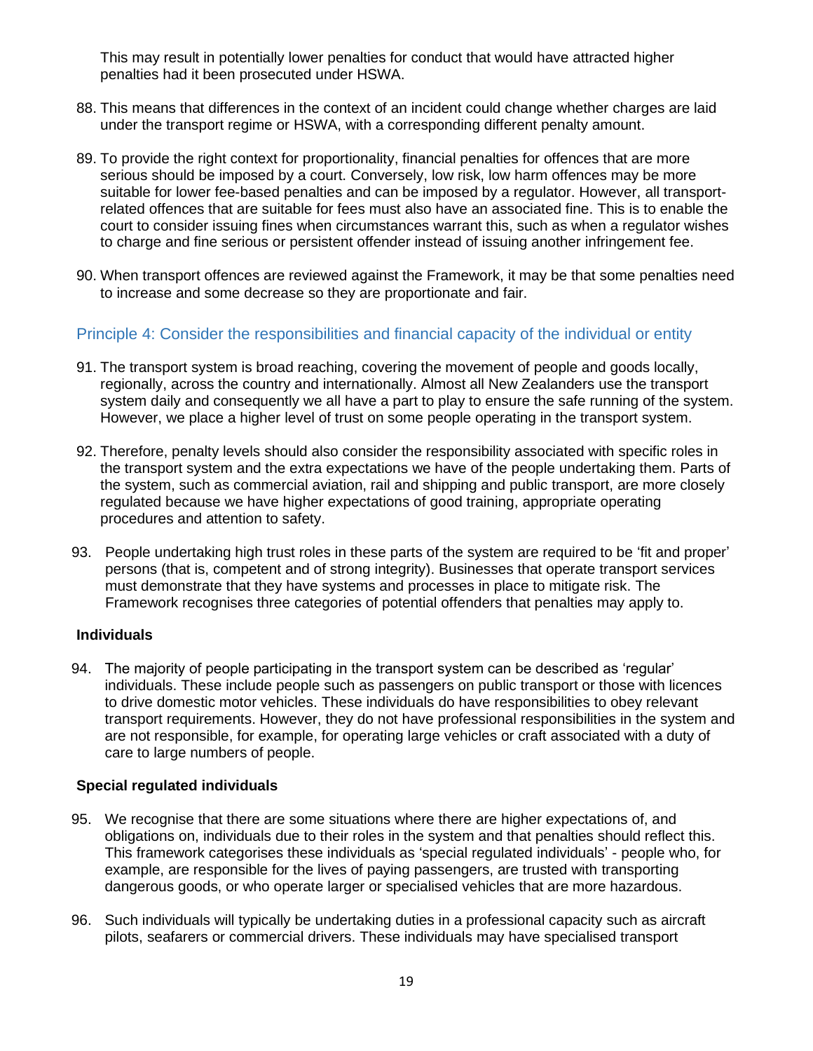This may result in potentially lower penalties for conduct that would have attracted higher penalties had it been prosecuted under HSWA.

88. This means that differences in the context of an incident could change whether charges are laid under the transport regime or HSWA, with a corresponding different penalty amount.

89. To provide the right context for proportionality, financial penalties for offences that are more serious should be imposed by a court. Conversely, low risk, low harm offences may be more suitable for lower fee-based penalties and can be imposed by a regulator. However, all transport-related offences that are suitable for fees must also have an associated fine. This is to enable the court to consider issuing fines when circumstances warrant this, such as when a regulator wishes to charge and fine serious or persistent offender instead of issuing another infringement fee.

90. When transport offences are reviewed against the Framework, it may be that some penalties need to increase and some decrease so they are proportionate and fair.

### Principle 4: Consider the responsibilities and financial capacity of the individual or entity

91. The transport system is broad reaching, covering the movement of people and goods locally, regionally, across the country and internationally. Almost all New Zealanders use the transport system daily and consequently we all have a part to play to ensure the safe running of the system. However, we place a higher level of trust on some people operating in the transport system.

92. Therefore, penalty levels should also consider the responsibility associated with specific roles in the transport system and the extra expectations we have of the people undertaking them. Parts of the system, such as commercial aviation, rail and shipping and public transport, are more closely regulated because we have higher expectations of good training, appropriate operating procedures and attention to safety.

93. People undertaking high trust roles in these parts of the system are required to be 'fit and proper' persons (that is, competent and of strong integrity). Businesses that operate transport services must demonstrate that they have systems and processes in place to mitigate risk. The Framework recognises three categories of potential offenders that penalties may apply to.

**Individuals**

94. The majority of people participating in the transport system can be described as 'regular' individuals. These include people such as passengers on public transport or those with licences to drive domestic motor vehicles. These individuals do have responsibilities to obey relevant transport requirements. However, they do not have professional responsibilities in the system and are not responsible, for example, for operating large vehicles or craft associated with a duty of care to large numbers of people.

**Special regulated individuals**

95. We recognise that there are some situations where there are higher expectations of, and obligations on, individuals due to their roles in the system and that penalties should reflect this. This framework categorises these individuals as 'special regulated individuals' - people who, for example, are responsible for the lives of paying passengers, are trusted with transporting dangerous goods, or who operate larger or specialised vehicles that are more hazardous.

96. Such individuals will typically be undertaking duties in a professional capacity such as aircraft pilots, seafarers or commercial drivers. These individuals may have specialised transport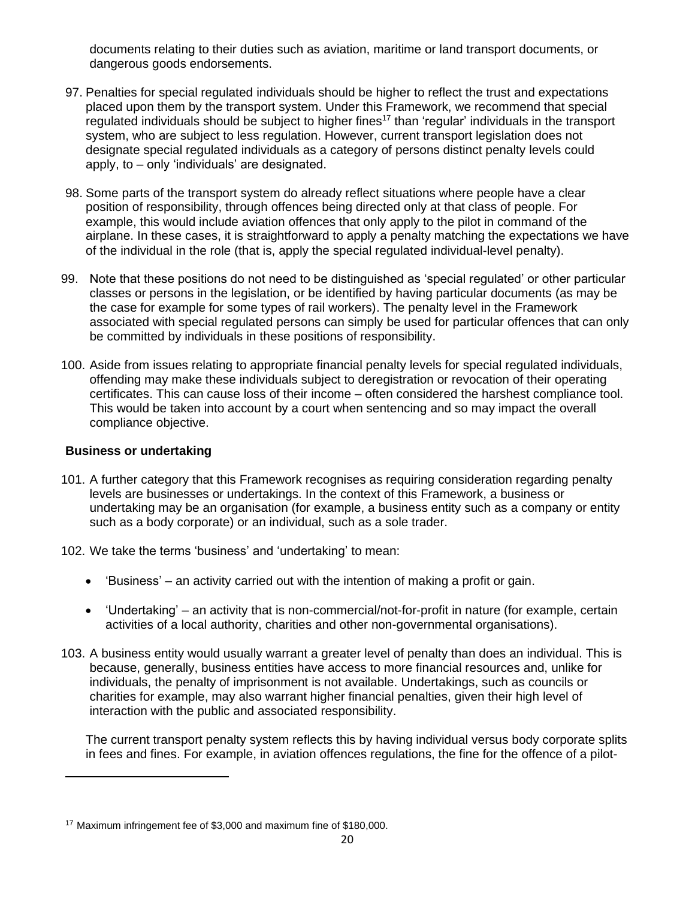documents relating to their duties such as aviation, maritime or land transport documents, or dangerous goods endorsements.

97. Penalties for special regulated individuals should be higher to reflect the trust and expectations placed upon them by the transport system. Under this Framework, we recommend that special regulated individuals should be subject to higher fines[17] than 'regular' individuals in the transport system, who are subject to less regulation. However, current transport legislation does not designate special regulated individuals as a category of persons distinct penalty levels could apply, to – only 'individuals' are designated.

98. Some parts of the transport system do already reflect situations where people have a clear position of responsibility, through offences being directed only at that class of people. For example, this would include aviation offences that only apply to the pilot in command of the airplane. In these cases, it is straightforward to apply a penalty matching the expectations we have of the individual in the role (that is, apply the special regulated individual-level penalty).

99. Note that these positions do not need to be distinguished as 'special regulated' or other particular classes or persons in the legislation, or be identified by having particular documents (as may be the case for example for some types of rail workers). The penalty level in the Framework associated with special regulated persons can simply be used for particular offences that can only be committed by individuals in these positions of responsibility.

100. Aside from issues relating to appropriate financial penalty levels for special regulated individuals, offending may make these individuals subject to deregistration or revocation of their operating certificates. This can cause loss of their income – often considered the harshest compliance tool. This would be taken into account by a court when sentencing and so may impact the overall compliance objective.

**Business or undertaking**

101. A further category that this Framework recognises as requiring consideration regarding penalty levels are businesses or undertakings. In the context of this Framework, a business or undertaking may be an organisation (for example, a business entity such as a company or entity such as a body corporate) or an individual, such as a sole trader.

102. We take the terms 'business' and 'undertaking' to mean:

- 'Business' – an activity carried out with the intention of making a profit or gain.
- 'Undertaking' – an activity that is non-commercial/not-for-profit in nature (for example, certain activities of a local authority, charities and other non-governmental organisations).

103. A business entity would usually warrant a greater level of penalty than does an individual. This is because, generally, business entities have access to more financial resources and, unlike for individuals, the penalty of imprisonment is not available. Undertakings, such as councils or charities for example, may also warrant higher financial penalties, given their high level of interaction with the public and associated responsibility.

The current transport penalty system reflects this by having individual versus body corporate splits in fees and fines. For example, in aviation offences regulations, the fine for the offence of a pilot-

[17] Maximum infringement fee of $3,000 and maximum fine of $180,000.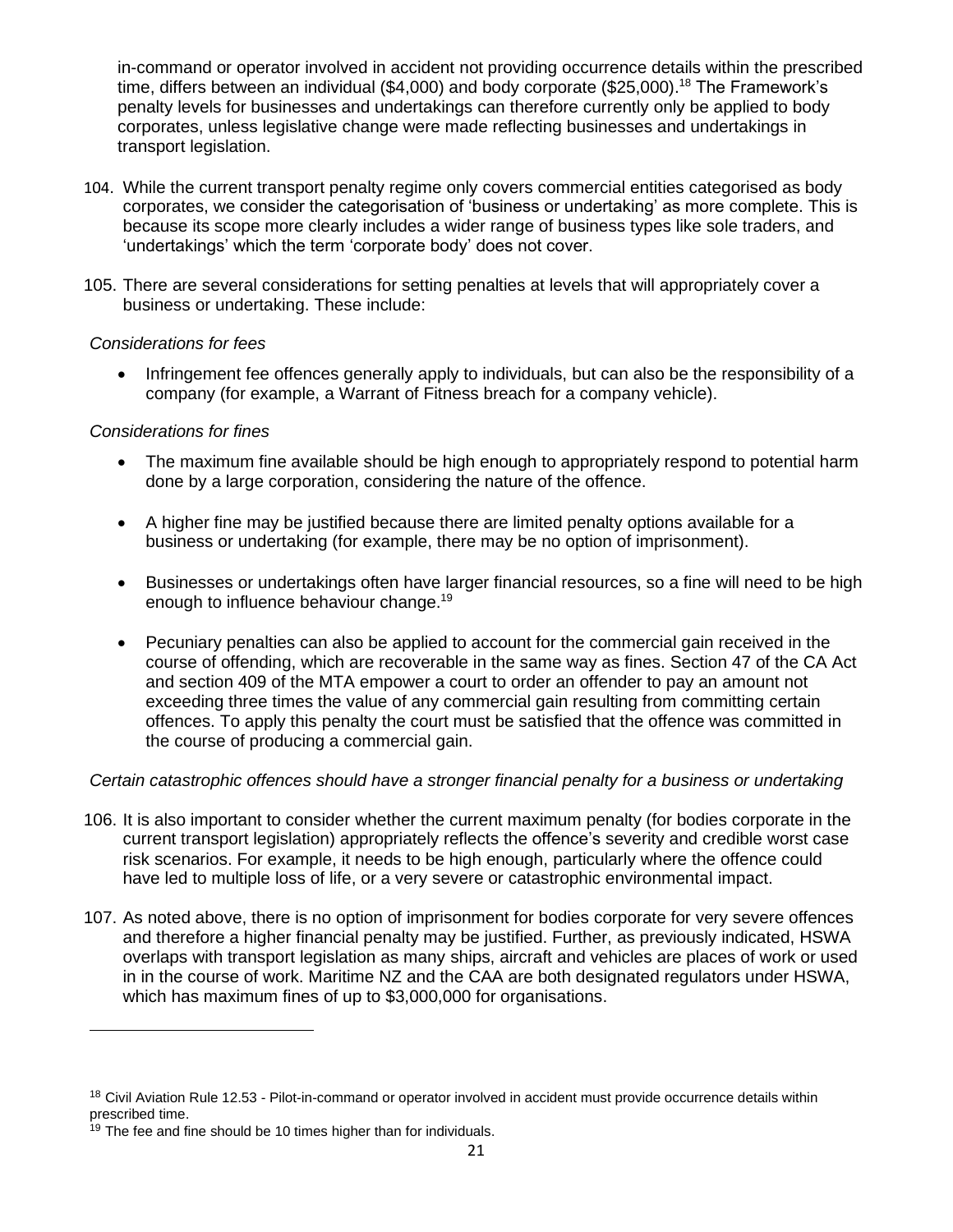in-command or operator involved in accident not providing occurrence details within the prescribed time, differs between an individual ($4,000) and body corporate ($25,000).[18] The Framework's penalty levels for businesses and undertakings can therefore currently only be applied to body corporates, unless legislative change were made reflecting businesses and undertakings in transport legislation.

104. While the current transport penalty regime only covers commercial entities categorised as body corporates, we consider the categorisation of 'business or undertaking' as more complete. This is because its scope more clearly includes a wider range of business types like sole traders, and 'undertakings' which the term 'corporate body' does not cover.

105. There are several considerations for setting penalties at levels that will appropriately cover a business or undertaking. These include:

*Considerations for fees*

- Infringement fee offences generally apply to individuals, but can also be the responsibility of a company (for example, a Warrant of Fitness breach for a company vehicle).

*Considerations for fines*

- The maximum fine available should be high enough to appropriately respond to potential harm done by a large corporation, considering the nature of the offence.
- A higher fine may be justified because there are limited penalty options available for a business or undertaking (for example, there may be no option of imprisonment).
- Businesses or undertakings often have larger financial resources, so a fine will need to be high enough to influence behaviour change.[19]
- Pecuniary penalties can also be applied to account for the commercial gain received in the course of offending, which are recoverable in the same way as fines. Section 47 of the CA Act and section 409 of the MTA empower a court to order an offender to pay an amount not exceeding three times the value of any commercial gain resulting from committing certain offences. To apply this penalty the court must be satisfied that the offence was committed in the course of producing a commercial gain.

*Certain catastrophic offences should have a stronger financial penalty for a business or undertaking*

106. It is also important to consider whether the current maximum penalty (for bodies corporate in the current transport legislation) appropriately reflects the offence's severity and credible worst case risk scenarios. For example, it needs to be high enough, particularly where the offence could have led to multiple loss of life, or a very severe or catastrophic environmental impact.

107. As noted above, there is no option of imprisonment for bodies corporate for very severe offences and therefore a higher financial penalty may be justified. Further, as previously indicated, HSWA overlaps with transport legislation as many ships, aircraft and vehicles are places of work or used in in the course of work. Maritime NZ and the CAA are both designated regulators under HSWA, which has maximum fines of up to $3,000,000 for organisations.

---

[18] Civil Aviation Rule 12.53 - Pilot-in-command or operator involved in accident must provide occurrence details within prescribed time.

[19] The fee and fine should be 10 times higher than for individuals.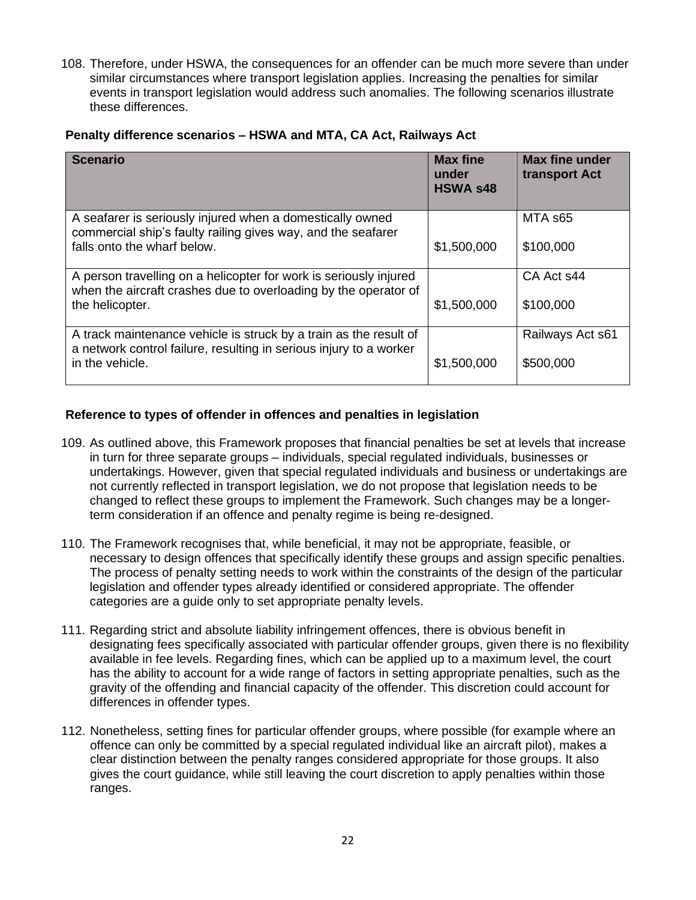108. Therefore, under HSWA, the consequences for an offender can be much more severe than under similar circumstances where transport legislation applies. Increasing the penalties for similar events in transport legislation would address such anomalies. The following scenarios illustrate these differences.

**Penalty difference scenarios – HSWA and MTA, CA Act, Railways Act**

| Scenario | Max fine under HSWA s48 | Max fine under transport Act |
|---|---|---|
| A seafarer is seriously injured when a domestically owned commercial ship's faulty railing gives way, and the seafarer falls onto the wharf below. | $1,500,000 | MTA s65<br>$100,000 |
| A person travelling on a helicopter for work is seriously injured when the aircraft crashes due to overloading by the operator of the helicopter. | $1,500,000 | CA Act s44<br>$100,000 |
| A track maintenance vehicle is struck by a train as the result of a network control failure, resulting in serious injury to a worker in the vehicle. | $1,500,000 | Railways Act s61<br>$500,000 |

**Reference to types of offender in offences and penalties in legislation**

109. As outlined above, this Framework proposes that financial penalties be set at levels that increase in turn for three separate groups – individuals, special regulated individuals, businesses or undertakings. However, given that special regulated individuals and business or undertakings are not currently reflected in transport legislation, we do not propose that legislation needs to be changed to reflect these groups to implement the Framework. Such changes may be a longer-term consideration if an offence and penalty regime is being re-designed.

110. The Framework recognises that, while beneficial, it may not be appropriate, feasible, or necessary to design offences that specifically identify these groups and assign specific penalties. The process of penalty setting needs to work within the constraints of the design of the particular legislation and offender types already identified or considered appropriate. The offender categories are a guide only to set appropriate penalty levels.

111. Regarding strict and absolute liability infringement offences, there is obvious benefit in designating fees specifically associated with particular offender groups, given there is no flexibility available in fee levels. Regarding fines, which can be applied up to a maximum level, the court has the ability to account for a wide range of factors in setting appropriate penalties, such as the gravity of the offending and financial capacity of the offender. This discretion could account for differences in offender types.

112. Nonetheless, setting fines for particular offender groups, where possible (for example where an offence can only be committed by a special regulated individual like an aircraft pilot), makes a clear distinction between the penalty ranges considered appropriate for those groups. It also gives the court guidance, while still leaving the court discretion to apply penalties within those ranges.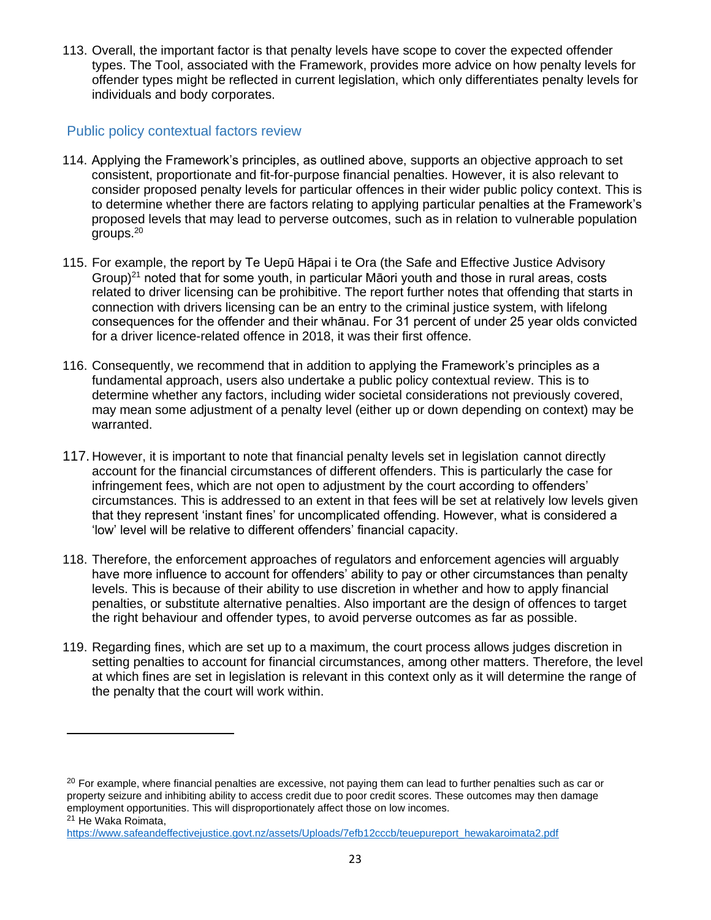113. Overall, the important factor is that penalty levels have scope to cover the expected offender types. The Tool, associated with the Framework, provides more advice on how penalty levels for offender types might be reflected in current legislation, which only differentiates penalty levels for individuals and body corporates.

## Public policy contextual factors review

114. Applying the Framework's principles, as outlined above, supports an objective approach to set consistent, proportionate and fit-for-purpose financial penalties. However, it is also relevant to consider proposed penalty levels for particular offences in their wider public policy context. This is to determine whether there are factors relating to applying particular penalties at the Framework's proposed levels that may lead to perverse outcomes, such as in relation to vulnerable population groups.[20]

115. For example, the report by Te Uepū Hāpai i te Ora (the Safe and Effective Justice Advisory Group)[21] noted that for some youth, in particular Māori youth and those in rural areas, costs related to driver licensing can be prohibitive. The report further notes that offending that starts in connection with drivers licensing can be an entry to the criminal justice system, with lifelong consequences for the offender and their whānau. For 31 percent of under 25 year olds convicted for a driver licence-related offence in 2018, it was their first offence.

116. Consequently, we recommend that in addition to applying the Framework's principles as a fundamental approach, users also undertake a public policy contextual review. This is to determine whether any factors, including wider societal considerations not previously covered, may mean some adjustment of a penalty level (either up or down depending on context) may be warranted.

117. However, it is important to note that financial penalty levels set in legislation cannot directly account for the financial circumstances of different offenders. This is particularly the case for infringement fees, which are not open to adjustment by the court according to offenders' circumstances. This is addressed to an extent in that fees will be set at relatively low levels given that they represent 'instant fines' for uncomplicated offending. However, what is considered a 'low' level will be relative to different offenders' financial capacity.

118. Therefore, the enforcement approaches of regulators and enforcement agencies will arguably have more influence to account for offenders' ability to pay or other circumstances than penalty levels. This is because of their ability to use discretion in whether and how to apply financial penalties, or substitute alternative penalties. Also important are the design of offences to target the right behaviour and offender types, to avoid perverse outcomes as far as possible.

119. Regarding fines, which are set up to a maximum, the court process allows judges discretion in setting penalties to account for financial circumstances, among other matters. Therefore, the level at which fines are set in legislation is relevant in this context only as it will determine the range of the penalty that the court will work within.

---

[20] For example, where financial penalties are excessive, not paying them can lead to further penalties such as car or property seizure and inhibiting ability to access credit due to poor credit scores. These outcomes may then damage employment opportunities. This will disproportionately affect those on low incomes.

[21] He Waka Roimata, https://www.safeandeffectivejustice.govt.nz/assets/Uploads/7efb12cccb/teuepureport_hewakaroimata2.pdf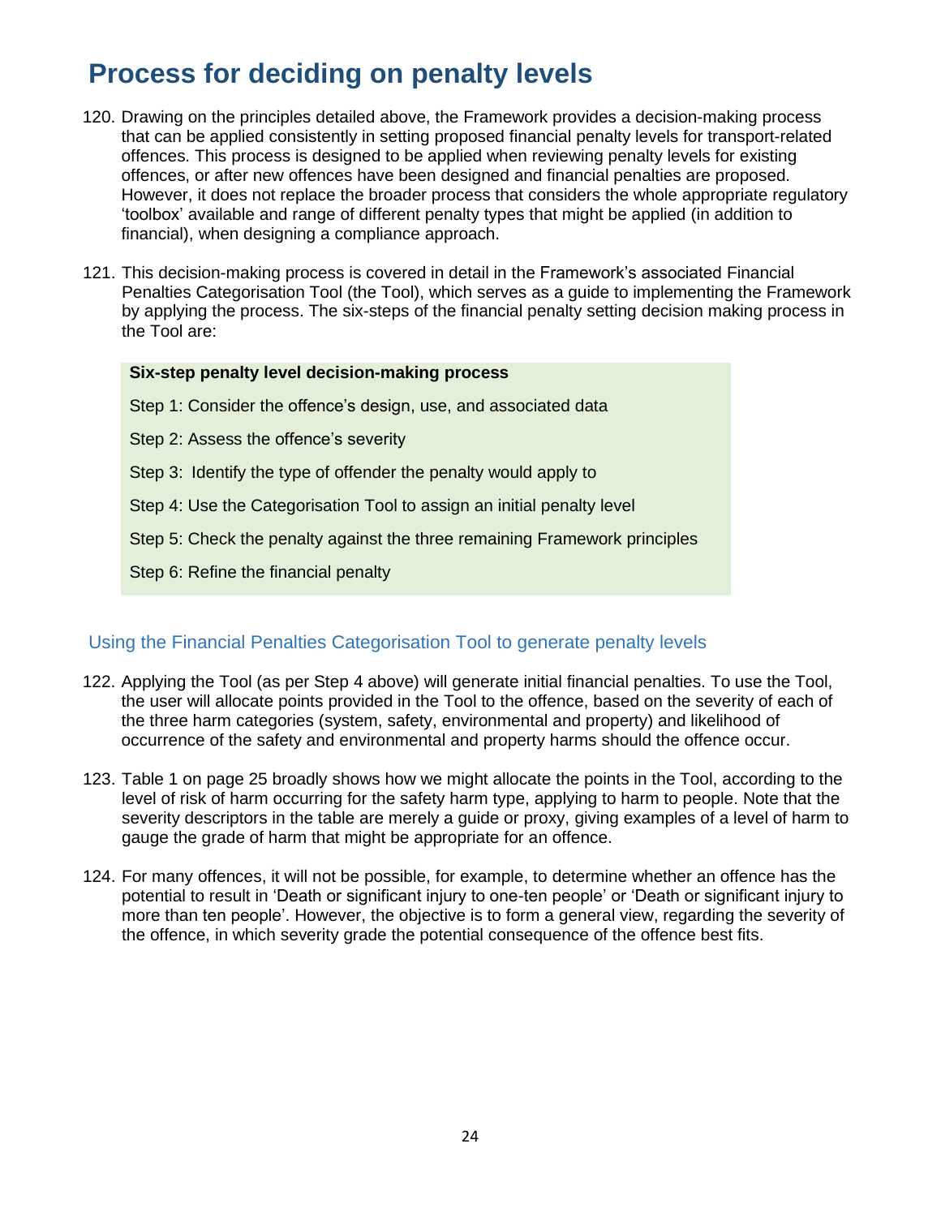## Process for deciding on penalty levels

120. Drawing on the principles detailed above, the Framework provides a decision-making process that can be applied consistently in setting proposed financial penalty levels for transport-related offences. This process is designed to be applied when reviewing penalty levels for existing offences, or after new offences have been designed and financial penalties are proposed. However, it does not replace the broader process that considers the whole appropriate regulatory 'toolbox' available and range of different penalty types that might be applied (in addition to financial), when designing a compliance approach.

121. This decision-making process is covered in detail in the Framework's associated Financial Penalties Categorisation Tool (the Tool), which serves as a guide to implementing the Framework by applying the process. The six-steps of the financial penalty setting decision making process in the Tool are:

> **Six-step penalty level decision-making process**
>
> Step 1: Consider the offence's design, use, and associated data
>
> Step 2: Assess the offence's severity
>
> Step 3: Identify the type of offender the penalty would apply to
>
> Step 4: Use the Categorisation Tool to assign an initial penalty level
>
> Step 5: Check the penalty against the three remaining Framework principles
>
> Step 6: Refine the financial penalty

### Using the Financial Penalties Categorisation Tool to generate penalty levels

122. Applying the Tool (as per Step 4 above) will generate initial financial penalties. To use the Tool, the user will allocate points provided in the Tool to the offence, based on the severity of each of the three harm categories (system, safety, environmental and property) and likelihood of occurrence of the safety and environmental and property harms should the offence occur.

123. Table 1 on page 25 broadly shows how we might allocate the points in the Tool, according to the level of risk of harm occurring for the safety harm type, applying to harm to people. Note that the severity descriptors in the table are merely a guide or proxy, giving examples of a level of harm to gauge the grade of harm that might be appropriate for an offence.

124. For many offences, it will not be possible, for example, to determine whether an offence has the potential to result in 'Death or significant injury to one-ten people' or 'Death or significant injury to more than ten people'. However, the objective is to form a general view, regarding the severity of the offence, in which severity grade the potential consequence of the offence best fits.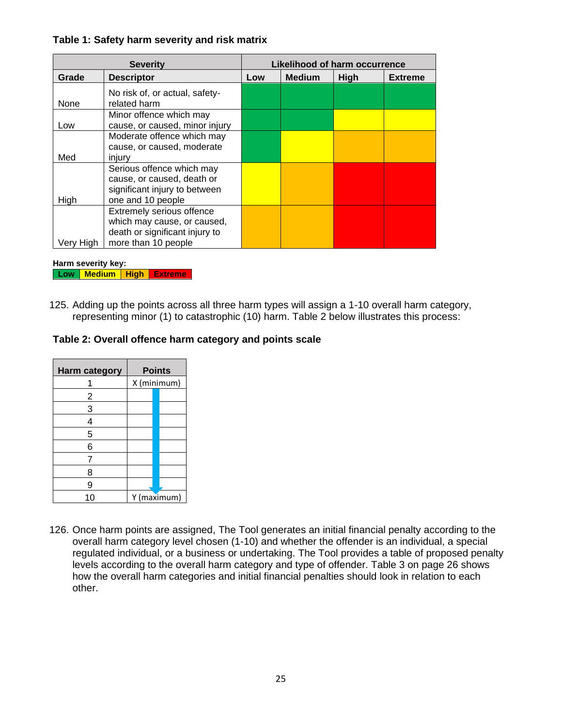**Table 1: Safety harm severity and risk matrix**

| Severity | | Likelihood of harm occurrence | | | |
|---|---|---|---|---|---|
| **Grade** | **Descriptor** | **Low** | **Medium** | **High** | **Extreme** |
| None | No risk of, or actual, safety-related harm | Low | Low | Low | Low |
| Low | Minor offence which may cause, or caused, minor injury | Low | Low | Medium | Medium |
| Med | Moderate offence which may cause, or caused, moderate injury | Low | Medium | High | High |
| High | Serious offence which may cause, or caused, death or significant injury to between one and 10 people | Medium | High | Extreme | Extreme |
| Very High | Extremely serious offence which may cause, or caused, death or significant injury to more than 10 people | High | High | Extreme | Extreme |

**Harm severity key:**

| Low | Medium | High | Extreme |
|---|---|---|---|

125. Adding up the points across all three harm types will assign a 1-10 overall harm category, representing minor (1) to catastrophic (10) harm. Table 2 below illustrates this process:

**Table 2: Overall offence harm category and points scale**

| Harm category | Points |
|---|---|
| 1 | X (minimum) |
| 2 | |
| 3 | |
| 4 | |
| 5 | |
| 6 | |
| 7 | |
| 8 | |
| 9 | |
| 10 | Y (maximum) |

126. Once harm points are assigned, The Tool generates an initial financial penalty according to the overall harm category level chosen (1-10) and whether the offender is an individual, a special regulated individual, or a business or undertaking. The Tool provides a table of proposed penalty levels according to the overall harm category and type of offender. Table 3 on page 26 shows how the overall harm categories and initial financial penalties should look in relation to each other.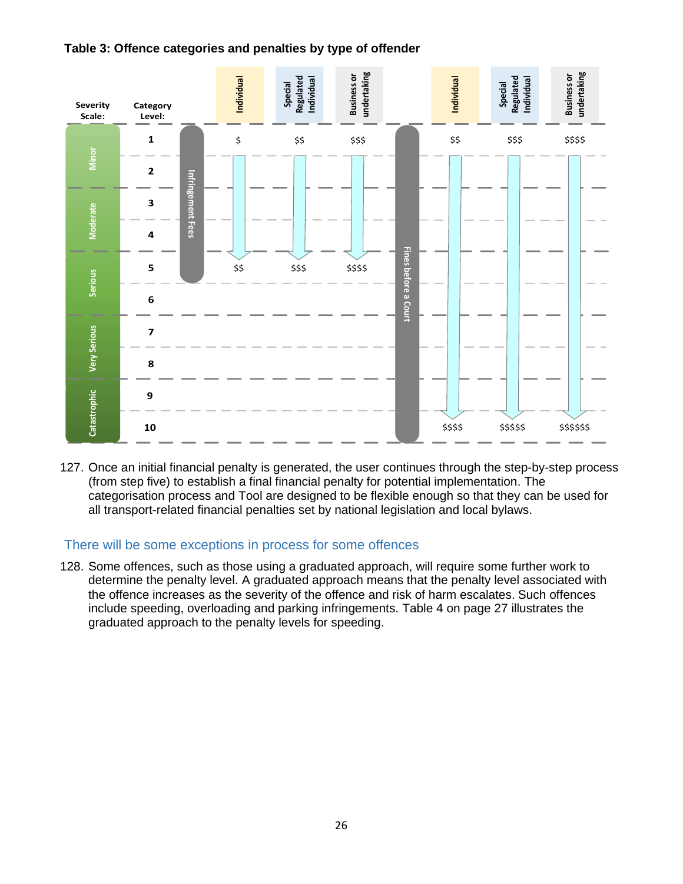**Table 3: Offence categories and penalties by type of offender**

| Severity Scale: | Category Level: | | Infringement Fees: Individual | Infringement Fees: Special Regulated Individual | Infringement Fees: Business or undertaking | | Fines before a Court: Individual | Fines before a Court: Special Regulated Individual | Fines before a Court: Business or undertaking |
|---|---|---|---|---|---|---|---|---|---|
| Minor | 1 | Infringement Fees | $ | $$ | $$$ | Fines before a Court | $$ | $$$ | $$$$ |
| Minor | 2 | | ↓ | ↓ | ↓ | | ↓ | ↓ | ↓ |
| Moderate | 3 | | ↓ | ↓ | ↓ | | ↓ | ↓ | ↓ |
| Moderate | 4 | | ↓ | ↓ | ↓ | | ↓ | ↓ | ↓ |
| Serious | 5 | | $$ | $$$ | $$$$ | | ↓ | ↓ | ↓ |
| Serious | 6 | | | | | | ↓ | ↓ | ↓ |
| Very Serious | 7 | | | | | | ↓ | ↓ | ↓ |
| Very Serious | 8 | | | | | | ↓ | ↓ | ↓ |
| Catastrophic | 9 | | | | | | ↓ | ↓ | ↓ |
| Catastrophic | 10 | | | | | | $$$$ | $$$$$ | $$$$$$ |

127. Once an initial financial penalty is generated, the user continues through the step-by-step process (from step five) to establish a final financial penalty for potential implementation. The categorisation process and Tool are designed to be flexible enough so that they can be used for all transport-related financial penalties set by national legislation and local bylaws.

## There will be some exceptions in process for some offences

128. Some offences, such as those using a graduated approach, will require some further work to determine the penalty level. A graduated approach means that the penalty level associated with the offence increases as the severity of the offence and risk of harm escalates. Such offences include speeding, overloading and parking infringements. Table 4 on page 27 illustrates the graduated approach to the penalty levels for speeding.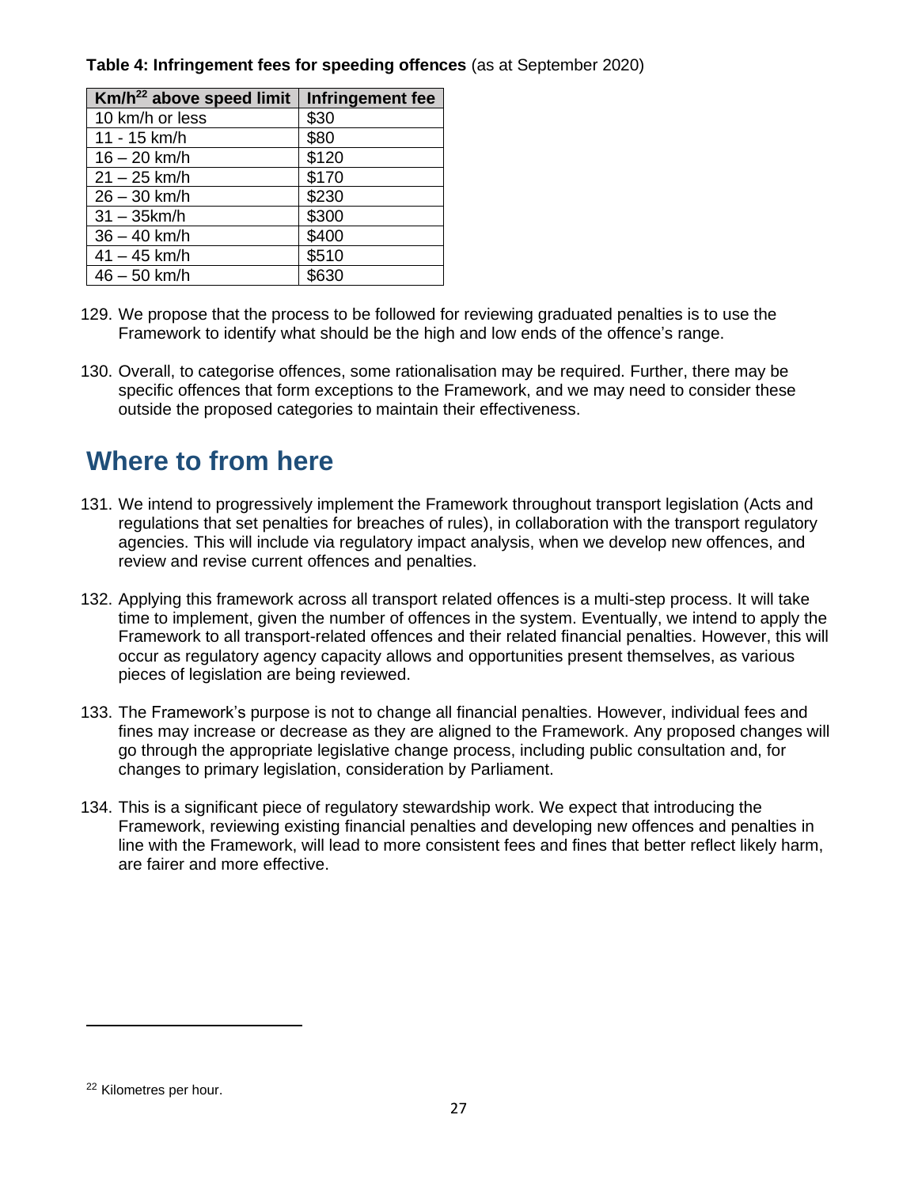**Table 4: Infringement fees for speeding offences** (as at September 2020)

| Km/h[22] above speed limit | Infringement fee |
| --- | --- |
| 10 km/h or less | $30 |
| 11 - 15 km/h | $80 |
| 16 – 20 km/h | $120 |
| 21 – 25 km/h | $170 |
| 26 – 30 km/h | $230 |
| 31 – 35km/h | $300 |
| 36 – 40 km/h | $400 |
| 41 – 45 km/h | $510 |
| 46 – 50 km/h | $630 |

129. We propose that the process to be followed for reviewing graduated penalties is to use the Framework to identify what should be the high and low ends of the offence's range.

130. Overall, to categorise offences, some rationalisation may be required. Further, there may be specific offences that form exceptions to the Framework, and we may need to consider these outside the proposed categories to maintain their effectiveness.

## Where to from here

131. We intend to progressively implement the Framework throughout transport legislation (Acts and regulations that set penalties for breaches of rules), in collaboration with the transport regulatory agencies. This will include via regulatory impact analysis, when we develop new offences, and review and revise current offences and penalties.

132. Applying this framework across all transport related offences is a multi-step process. It will take time to implement, given the number of offences in the system. Eventually, we intend to apply the Framework to all transport-related offences and their related financial penalties. However, this will occur as regulatory agency capacity allows and opportunities present themselves, as various pieces of legislation are being reviewed.

133. The Framework's purpose is not to change all financial penalties. However, individual fees and fines may increase or decrease as they are aligned to the Framework. Any proposed changes will go through the appropriate legislative change process, including public consultation and, for changes to primary legislation, consideration by Parliament.

134. This is a significant piece of regulatory stewardship work. We expect that introducing the Framework, reviewing existing financial penalties and developing new offences and penalties in line with the Framework, will lead to more consistent fees and fines that better reflect likely harm, are fairer and more effective.

[22] Kilometres per hour.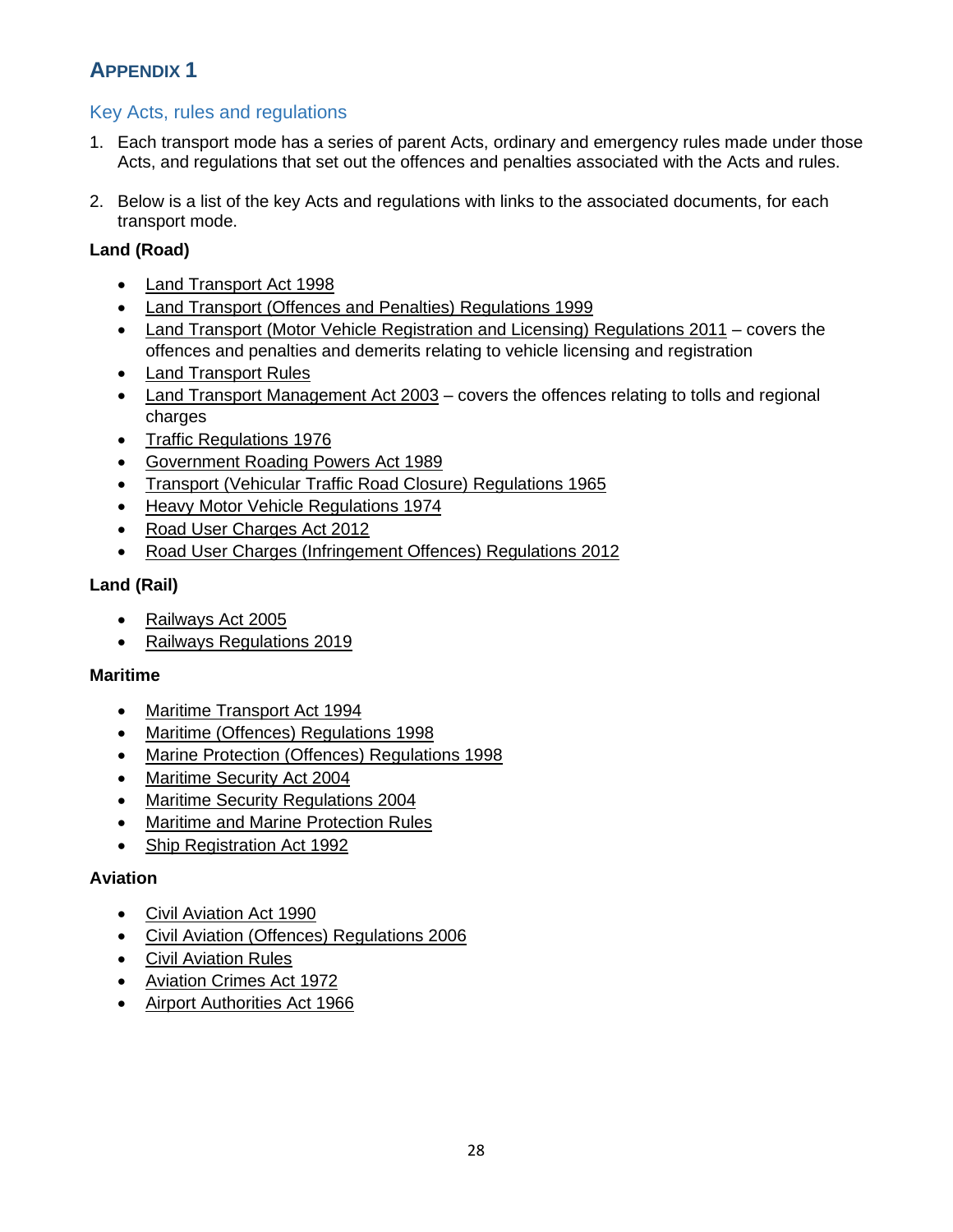# APPENDIX 1

## Key Acts, rules and regulations

1. Each transport mode has a series of parent Acts, ordinary and emergency rules made under those Acts, and regulations that set out the offences and penalties associated with the Acts and rules.

2. Below is a list of the key Acts and regulations with links to the associated documents, for each transport mode.

**Land (Road)**

- Land Transport Act 1998
- Land Transport (Offences and Penalties) Regulations 1999
- Land Transport (Motor Vehicle Registration and Licensing) Regulations 2011 – covers the offences and penalties and demerits relating to vehicle licensing and registration
- Land Transport Rules
- Land Transport Management Act 2003 – covers the offences relating to tolls and regional charges
- Traffic Regulations 1976
- Government Roading Powers Act 1989
- Transport (Vehicular Traffic Road Closure) Regulations 1965
- Heavy Motor Vehicle Regulations 1974
- Road User Charges Act 2012
- Road User Charges (Infringement Offences) Regulations 2012

**Land (Rail)**

- Railways Act 2005
- Railways Regulations 2019

**Maritime**

- Maritime Transport Act 1994
- Maritime (Offences) Regulations 1998
- Marine Protection (Offences) Regulations 1998
- Maritime Security Act 2004
- Maritime Security Regulations 2004
- Maritime and Marine Protection Rules
- Ship Registration Act 1992

**Aviation**

- Civil Aviation Act 1990
- Civil Aviation (Offences) Regulations 2006
- Civil Aviation Rules
- Aviation Crimes Act 1972
- Airport Authorities Act 1966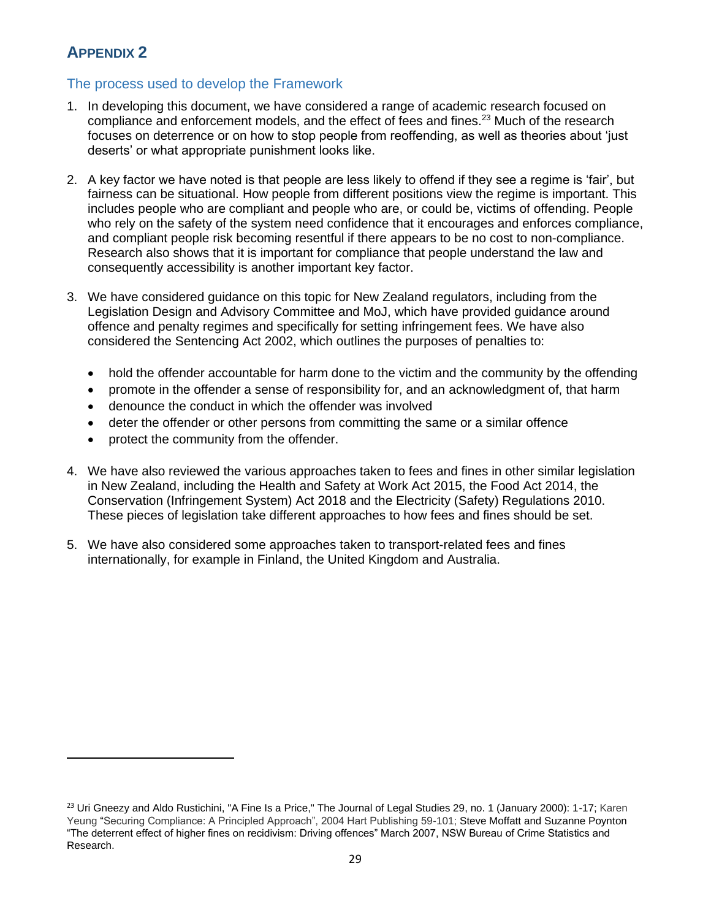# Appendix 2

## The process used to develop the Framework

1. In developing this document, we have considered a range of academic research focused on compliance and enforcement models, and the effect of fees and fines.[23] Much of the research focuses on deterrence or on how to stop people from reoffending, as well as theories about 'just deserts' or what appropriate punishment looks like.

2. A key factor we have noted is that people are less likely to offend if they see a regime is 'fair', but fairness can be situational. How people from different positions view the regime is important. This includes people who are compliant and people who are, or could be, victims of offending. People who rely on the safety of the system need confidence that it encourages and enforces compliance, and compliant people risk becoming resentful if there appears to be no cost to non-compliance. Research also shows that it is important for compliance that people understand the law and consequently accessibility is another important key factor.

3. We have considered guidance on this topic for New Zealand regulators, including from the Legislation Design and Advisory Committee and MoJ, which have provided guidance around offence and penalty regimes and specifically for setting infringement fees. We have also considered the Sentencing Act 2002, which outlines the purposes of penalties to:

   - hold the offender accountable for harm done to the victim and the community by the offending
   - promote in the offender a sense of responsibility for, and an acknowledgment of, that harm
   - denounce the conduct in which the offender was involved
   - deter the offender or other persons from committing the same or a similar offence
   - protect the community from the offender.

4. We have also reviewed the various approaches taken to fees and fines in other similar legislation in New Zealand, including the Health and Safety at Work Act 2015, the Food Act 2014, the Conservation (Infringement System) Act 2018 and the Electricity (Safety) Regulations 2010. These pieces of legislation take different approaches to how fees and fines should be set.

5. We have also considered some approaches taken to transport-related fees and fines internationally, for example in Finland, the United Kingdom and Australia.

---

[23] Uri Gneezy and Aldo Rustichini, "A Fine Is a Price," The Journal of Legal Studies 29, no. 1 (January 2000): 1-17; Karen Yeung "Securing Compliance: A Principled Approach", 2004 Hart Publishing 59-101; Steve Moffatt and Suzanne Poynton "The deterrent effect of higher fines on recidivism: Driving offences" March 2007, NSW Bureau of Crime Statistics and Research.